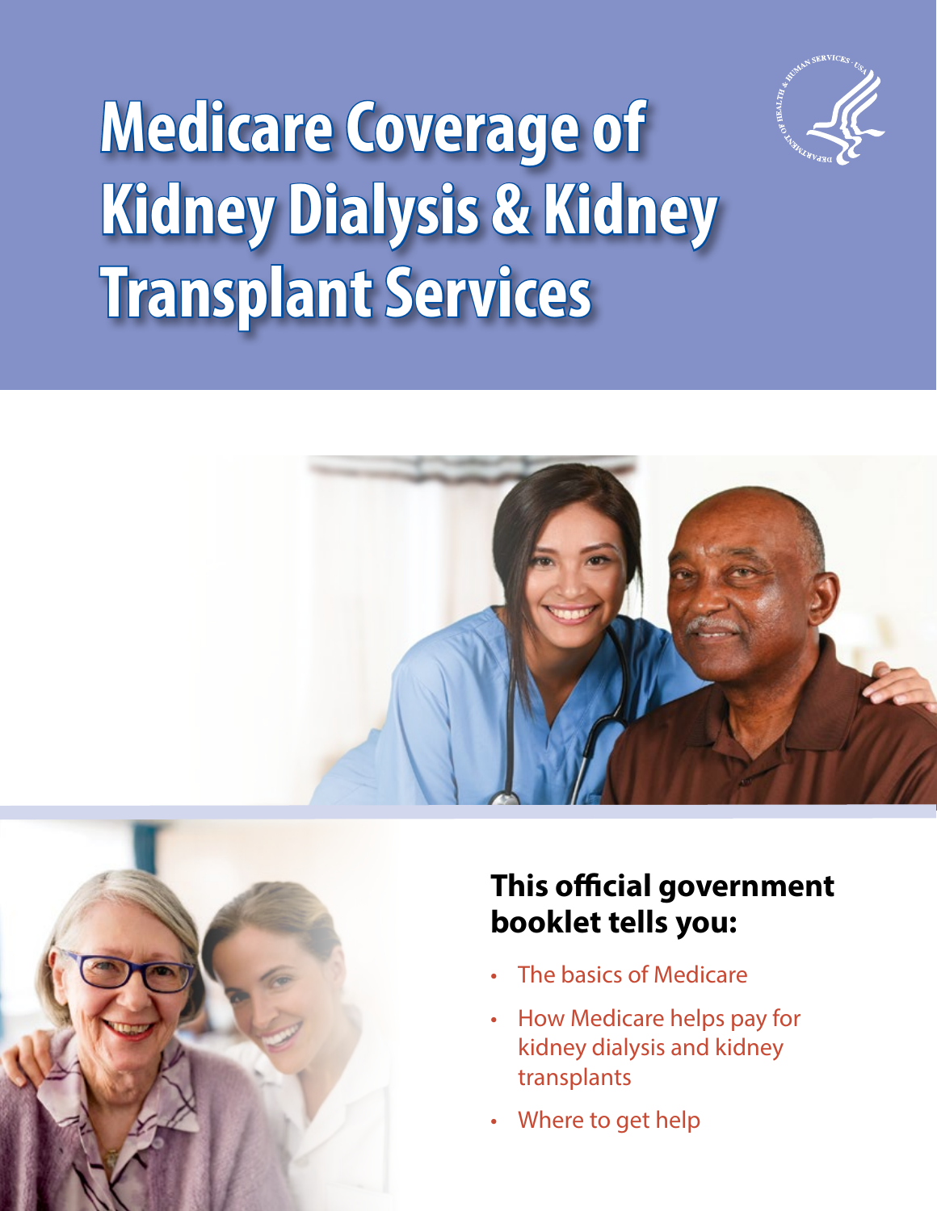# Medicare Coverage of Kidney Dialysis & Kidney Transplant Services

**This official government booklet tells you:**

- The basics of Medicare
- How Medicare helps pay for kidney dialysis and kidney transplants
- Where to get help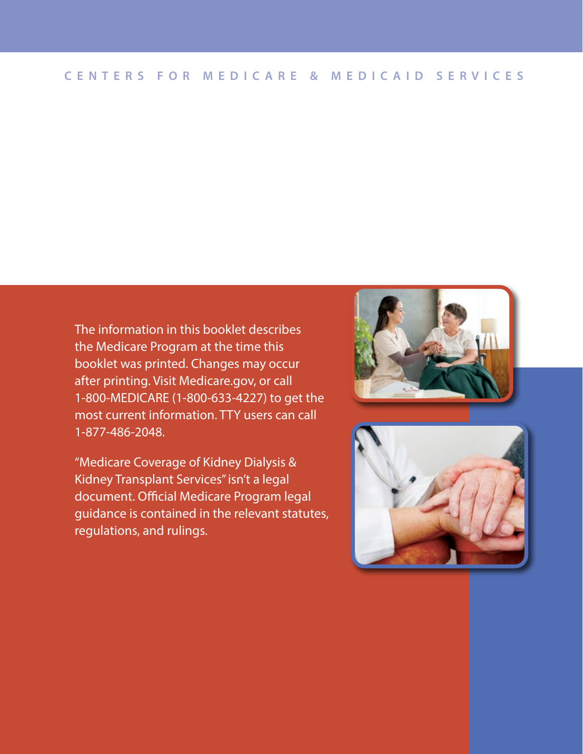CENTERS FOR MEDICARE & MEDICAID SERVICES

The information in this booklet describes the Medicare Program at the time this booklet was printed. Changes may occur after printing. Visit Medicare.gov, or call 1-800-MEDICARE (1-800-633-4227) to get the most current information. TTY users can call 1-877-486-2048.

"Medicare Coverage of Kidney Dialysis & Kidney Transplant Services" isn't a legal document. Official Medicare Program legal guidance is contained in the relevant statutes, regulations, and rulings.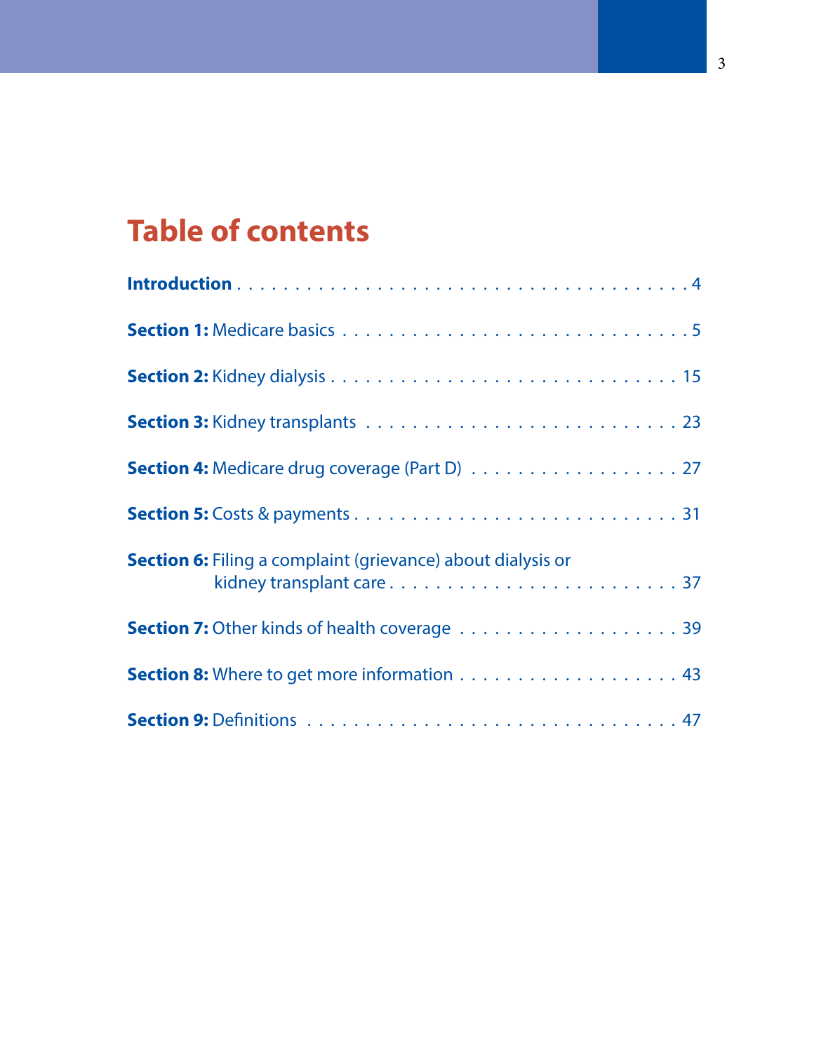# Table of contents

**Introduction** . . . . . . . . . . . . . . . . . . . . . . . . . . . . . . . . . . . . . 4

**Section 1:** Medicare basics . . . . . . . . . . . . . . . . . . . . . . . . . . . . 5

**Section 2:** Kidney dialysis . . . . . . . . . . . . . . . . . . . . . . . . . . . . 15

**Section 3:** Kidney transplants . . . . . . . . . . . . . . . . . . . . . . . . . 23

**Section 4:** Medicare drug coverage (Part D) . . . . . . . . . . . . . . . . . 27

**Section 5:** Costs & payments . . . . . . . . . . . . . . . . . . . . . . . . . . 31

**Section 6:** Filing a complaint (grievance) about dialysis or kidney transplant care . . . . . . . . . . . . . . . . . . . . . . . . 37

**Section 7:** Other kinds of health coverage . . . . . . . . . . . . . . . . . . 39

**Section 8:** Where to get more information . . . . . . . . . . . . . . . . . . 43

**Section 9:** Definitions . . . . . . . . . . . . . . . . . . . . . . . . . . . . . . 47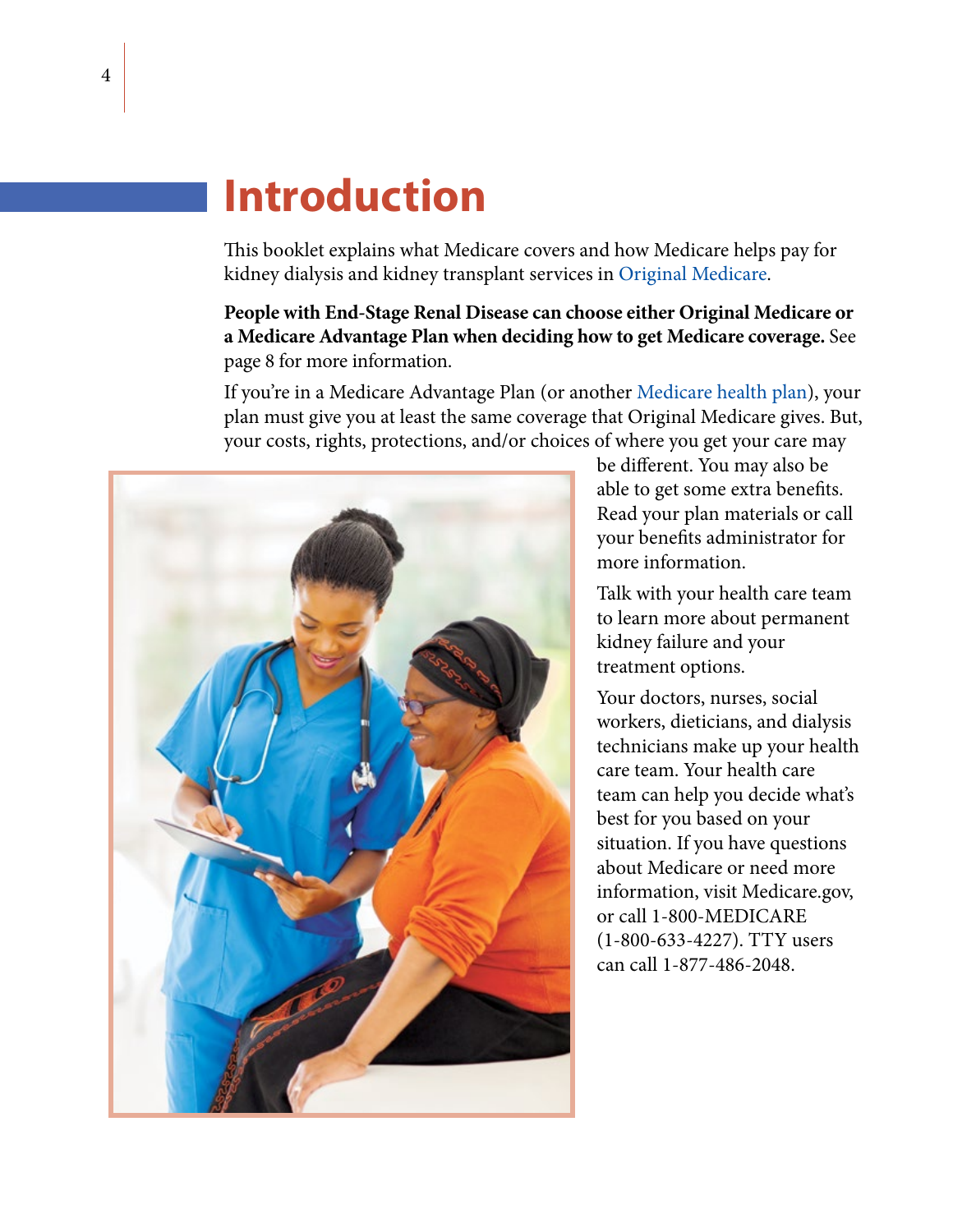# Introduction

This booklet explains what Medicare covers and how Medicare helps pay for kidney dialysis and kidney transplant services in Original Medicare.

**People with End-Stage Renal Disease can choose either Original Medicare or a Medicare Advantage Plan when deciding how to get Medicare coverage.** See page 8 for more information.

If you're in a Medicare Advantage Plan (or another Medicare health plan), your plan must give you at least the same coverage that Original Medicare gives. But, your costs, rights, protections, and/or choices of where you get your care may be different. You may also be able to get some extra benefits. Read your plan materials or call your benefits administrator for more information.

Talk with your health care team to learn more about permanent kidney failure and your treatment options.

Your doctors, nurses, social workers, dieticians, and dialysis technicians make up your health care team. Your health care team can help you decide what's best for you based on your situation. If you have questions about Medicare or need more information, visit Medicare.gov, or call 1-800-MEDICARE (1-800-633-4227). TTY users can call 1-877-486-2048.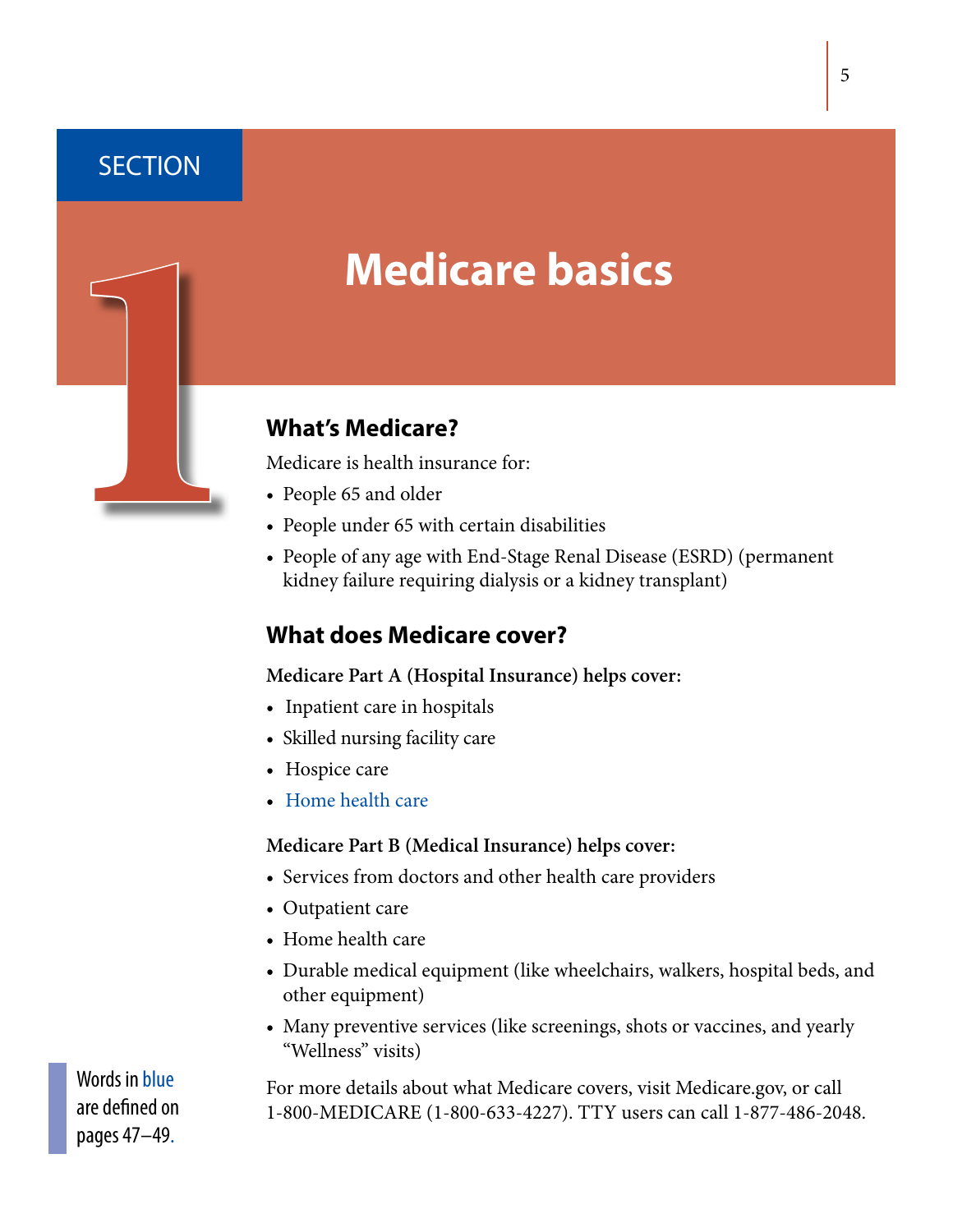# SECTION 1

# Medicare basics

## What's Medicare?

Medicare is health insurance for:

- People 65 and older
- People under 65 with certain disabilities
- People of any age with End-Stage Renal Disease (ESRD) (permanent kidney failure requiring dialysis or a kidney transplant)

## What does Medicare cover?

**Medicare Part A (Hospital Insurance) helps cover:**

- Inpatient care in hospitals
- Skilled nursing facility care
- Hospice care
- Home health care

**Medicare Part B (Medical Insurance) helps cover:**

- Services from doctors and other health care providers
- Outpatient care
- Home health care
- Durable medical equipment (like wheelchairs, walkers, hospital beds, and other equipment)
- Many preventive services (like screenings, shots or vaccines, and yearly "Wellness" visits)

For more details about what Medicare covers, visit Medicare.gov, or call 1-800-MEDICARE (1-800-633-4227). TTY users can call 1-877-486-2048.

Words in blue are defined on pages 47–49.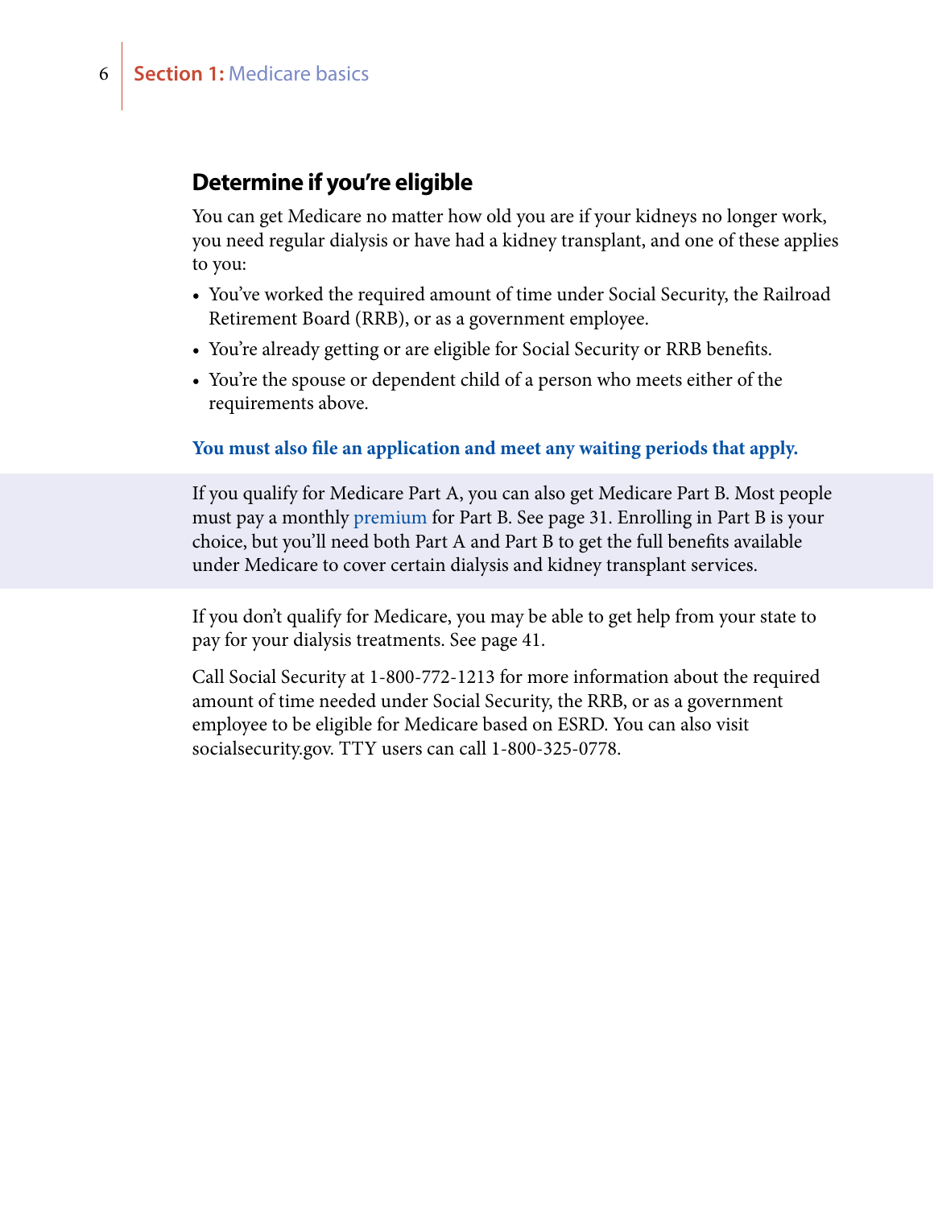## Determine if you're eligible

You can get Medicare no matter how old you are if your kidneys no longer work, you need regular dialysis or have had a kidney transplant, and one of these applies to you:

- You've worked the required amount of time under Social Security, the Railroad Retirement Board (RRB), or as a government employee.
- You're already getting or are eligible for Social Security or RRB benefits.
- You're the spouse or dependent child of a person who meets either of the requirements above.

**You must also file an application and meet any waiting periods that apply.**

If you qualify for Medicare Part A, you can also get Medicare Part B. Most people must pay a monthly premium for Part B. See page 31. Enrolling in Part B is your choice, but you'll need both Part A and Part B to get the full benefits available under Medicare to cover certain dialysis and kidney transplant services.

If you don't qualify for Medicare, you may be able to get help from your state to pay for your dialysis treatments. See page 41.

Call Social Security at 1-800-772-1213 for more information about the required amount of time needed under Social Security, the RRB, or as a government employee to be eligible for Medicare based on ESRD. You can also visit socialsecurity.gov. TTY users can call 1-800-325-0778.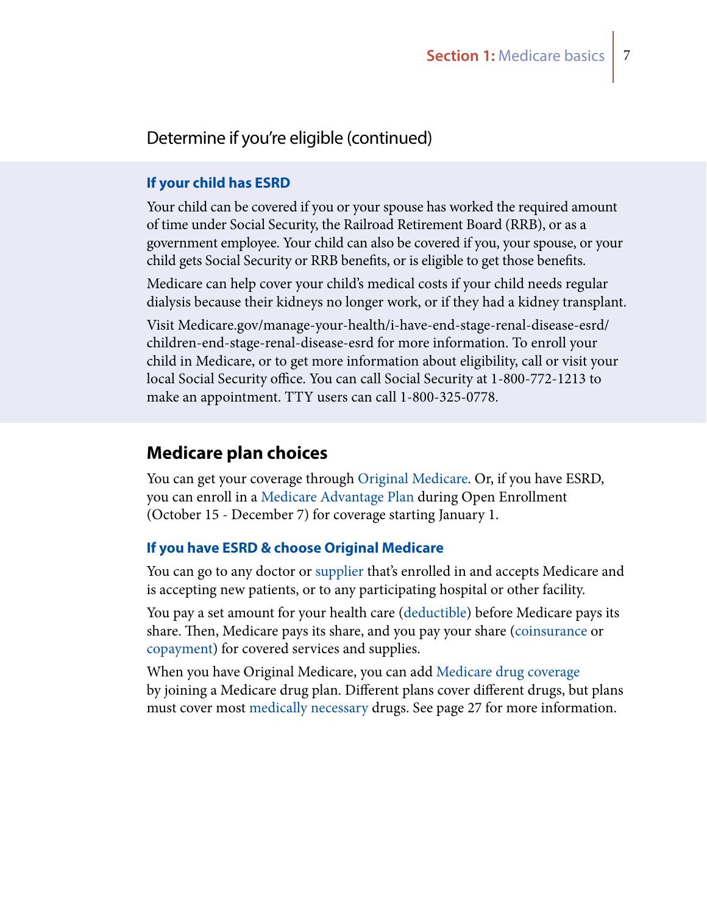## Determine if you're eligible (continued)

### If your child has ESRD

Your child can be covered if you or your spouse has worked the required amount of time under Social Security, the Railroad Retirement Board (RRB), or as a government employee. Your child can also be covered if you, your spouse, or your child gets Social Security or RRB benefits, or is eligible to get those benefits.

Medicare can help cover your child's medical costs if your child needs regular dialysis because their kidneys no longer work, or if they had a kidney transplant.

Visit Medicare.gov/manage-your-health/i-have-end-stage-renal-disease-esrd/children-end-stage-renal-disease-esrd for more information. To enroll your child in Medicare, or to get more information about eligibility, call or visit your local Social Security office. You can call Social Security at 1-800-772-1213 to make an appointment. TTY users can call 1-800-325-0778.

## Medicare plan choices

You can get your coverage through Original Medicare. Or, if you have ESRD, you can enroll in a Medicare Advantage Plan during Open Enrollment (October 15 - December 7) for coverage starting January 1.

### If you have ESRD & choose Original Medicare

You can go to any doctor or supplier that's enrolled in and accepts Medicare and is accepting new patients, or to any participating hospital or other facility.

You pay a set amount for your health care (deductible) before Medicare pays its share. Then, Medicare pays its share, and you pay your share (coinsurance or copayment) for covered services and supplies.

When you have Original Medicare, you can add Medicare drug coverage by joining a Medicare drug plan. Different plans cover different drugs, but plans must cover most medically necessary drugs. See page 27 for more information.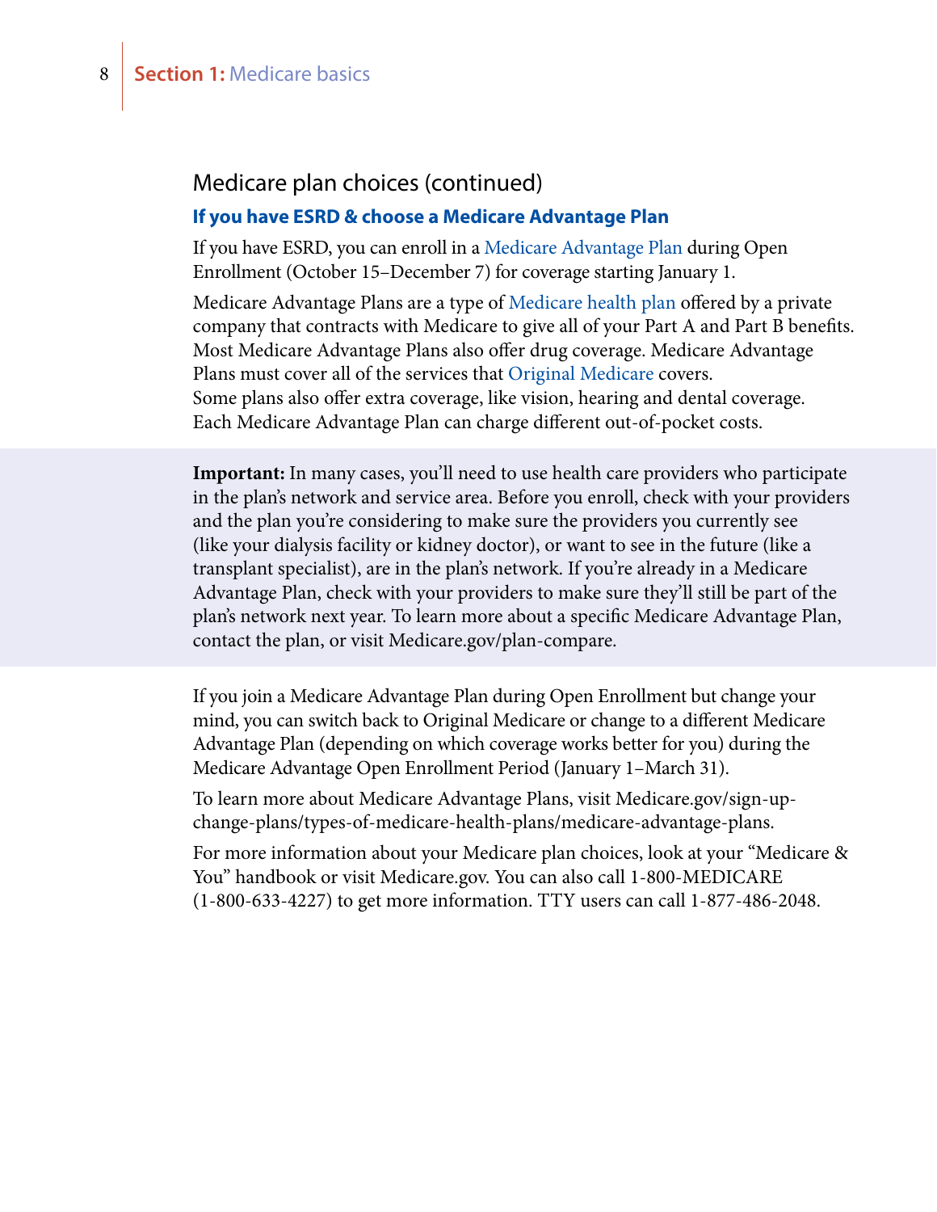## Medicare plan choices (continued)

### If you have ESRD & choose a Medicare Advantage Plan

If you have ESRD, you can enroll in a Medicare Advantage Plan during Open Enrollment (October 15–December 7) for coverage starting January 1.

Medicare Advantage Plans are a type of Medicare health plan offered by a private company that contracts with Medicare to give all of your Part A and Part B benefits. Most Medicare Advantage Plans also offer drug coverage. Medicare Advantage Plans must cover all of the services that Original Medicare covers. Some plans also offer extra coverage, like vision, hearing and dental coverage. Each Medicare Advantage Plan can charge different out-of-pocket costs.

**Important:** In many cases, you'll need to use health care providers who participate in the plan's network and service area. Before you enroll, check with your providers and the plan you're considering to make sure the providers you currently see (like your dialysis facility or kidney doctor), or want to see in the future (like a transplant specialist), are in the plan's network. If you're already in a Medicare Advantage Plan, check with your providers to make sure they'll still be part of the plan's network next year. To learn more about a specific Medicare Advantage Plan, contact the plan, or visit Medicare.gov/plan-compare.

If you join a Medicare Advantage Plan during Open Enrollment but change your mind, you can switch back to Original Medicare or change to a different Medicare Advantage Plan (depending on which coverage works better for you) during the Medicare Advantage Open Enrollment Period (January 1–March 31).

To learn more about Medicare Advantage Plans, visit Medicare.gov/sign-up-change-plans/types-of-medicare-health-plans/medicare-advantage-plans.

For more information about your Medicare plan choices, look at your "Medicare & You" handbook or visit Medicare.gov. You can also call 1-800-MEDICARE (1-800-633-4227) to get more information. TTY users can call 1-877-486-2048.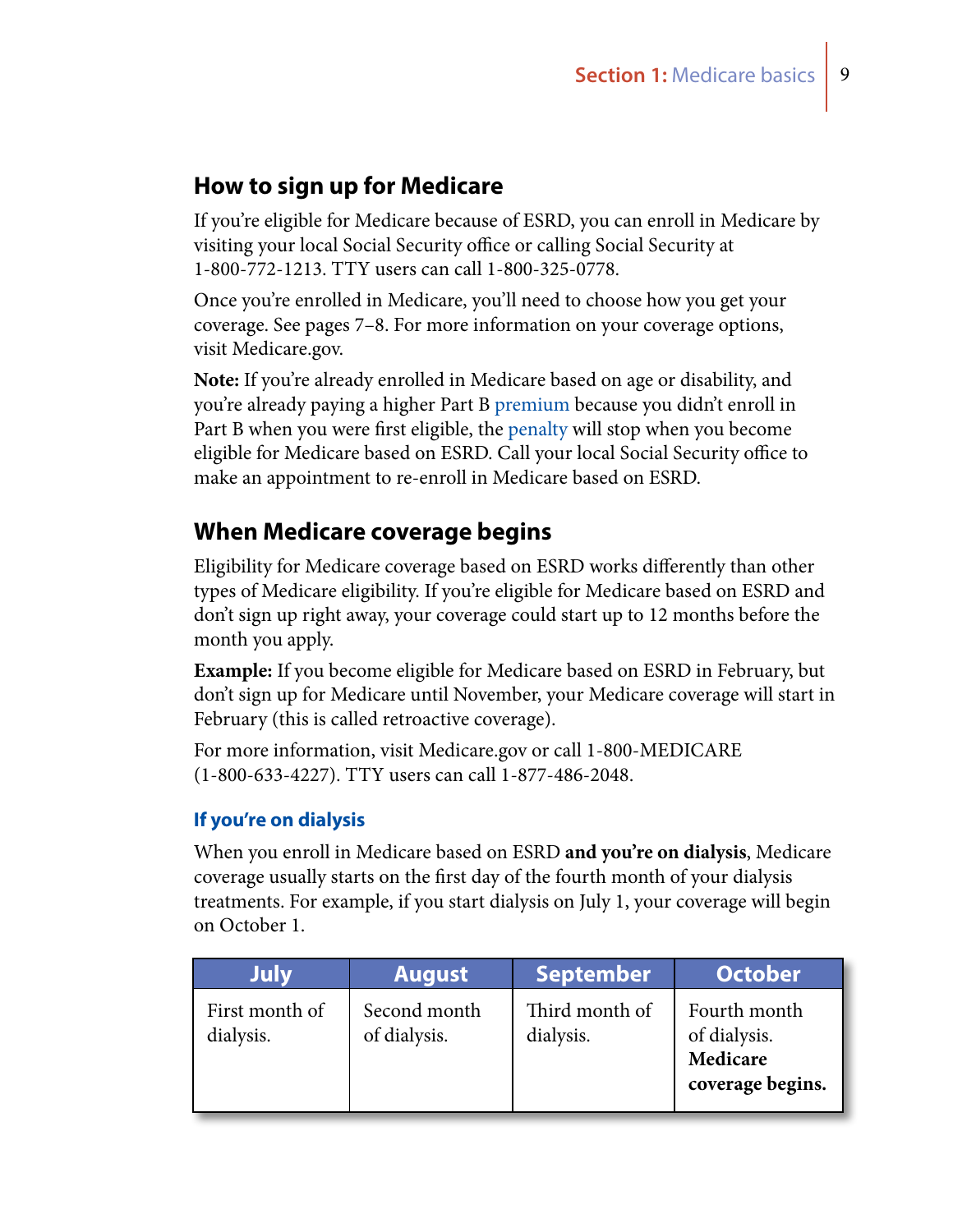## How to sign up for Medicare

If you're eligible for Medicare because of ESRD, you can enroll in Medicare by visiting your local Social Security office or calling Social Security at 1-800-772-1213. TTY users can call 1-800-325-0778.

Once you're enrolled in Medicare, you'll need to choose how you get your coverage. See pages 7–8. For more information on your coverage options, visit Medicare.gov.

**Note:** If you're already enrolled in Medicare based on age or disability, and you're already paying a higher Part B premium because you didn't enroll in Part B when you were first eligible, the penalty will stop when you become eligible for Medicare based on ESRD. Call your local Social Security office to make an appointment to re-enroll in Medicare based on ESRD.

## When Medicare coverage begins

Eligibility for Medicare coverage based on ESRD works differently than other types of Medicare eligibility. If you're eligible for Medicare based on ESRD and don't sign up right away, your coverage could start up to 12 months before the month you apply.

**Example:** If you become eligible for Medicare based on ESRD in February, but don't sign up for Medicare until November, your Medicare coverage will start in February (this is called retroactive coverage).

For more information, visit Medicare.gov or call 1-800-MEDICARE (1-800-633-4227). TTY users can call 1-877-486-2048.

### If you're on dialysis

When you enroll in Medicare based on ESRD **and you're on dialysis**, Medicare coverage usually starts on the first day of the fourth month of your dialysis treatments. For example, if you start dialysis on July 1, your coverage will begin on October 1.

| July | August | September | October |
| --- | --- | --- | --- |
| First month of dialysis. | Second month of dialysis. | Third month of dialysis. | Fourth month of dialysis. **Medicare coverage begins.** |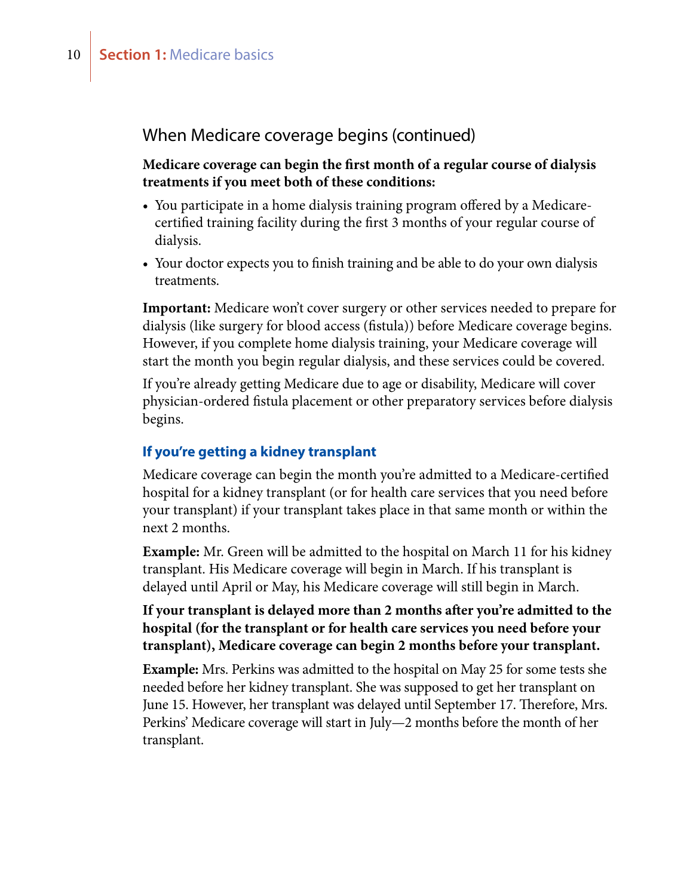## When Medicare coverage begins (continued)

**Medicare coverage can begin the first month of a regular course of dialysis treatments if you meet both of these conditions:**

- You participate in a home dialysis training program offered by a Medicare-certified training facility during the first 3 months of your regular course of dialysis.
- Your doctor expects you to finish training and be able to do your own dialysis treatments.

**Important:** Medicare won't cover surgery or other services needed to prepare for dialysis (like surgery for blood access (fistula)) before Medicare coverage begins. However, if you complete home dialysis training, your Medicare coverage will start the month you begin regular dialysis, and these services could be covered.

If you're already getting Medicare due to age or disability, Medicare will cover physician-ordered fistula placement or other preparatory services before dialysis begins.

### If you're getting a kidney transplant

Medicare coverage can begin the month you're admitted to a Medicare-certified hospital for a kidney transplant (or for health care services that you need before your transplant) if your transplant takes place in that same month or within the next 2 months.

**Example:** Mr. Green will be admitted to the hospital on March 11 for his kidney transplant. His Medicare coverage will begin in March. If his transplant is delayed until April or May, his Medicare coverage will still begin in March.

**If your transplant is delayed more than 2 months after you're admitted to the hospital (for the transplant or for health care services you need before your transplant), Medicare coverage can begin 2 months before your transplant.**

**Example:** Mrs. Perkins was admitted to the hospital on May 25 for some tests she needed before her kidney transplant. She was supposed to get her transplant on June 15. However, her transplant was delayed until September 17. Therefore, Mrs. Perkins' Medicare coverage will start in July—2 months before the month of her transplant.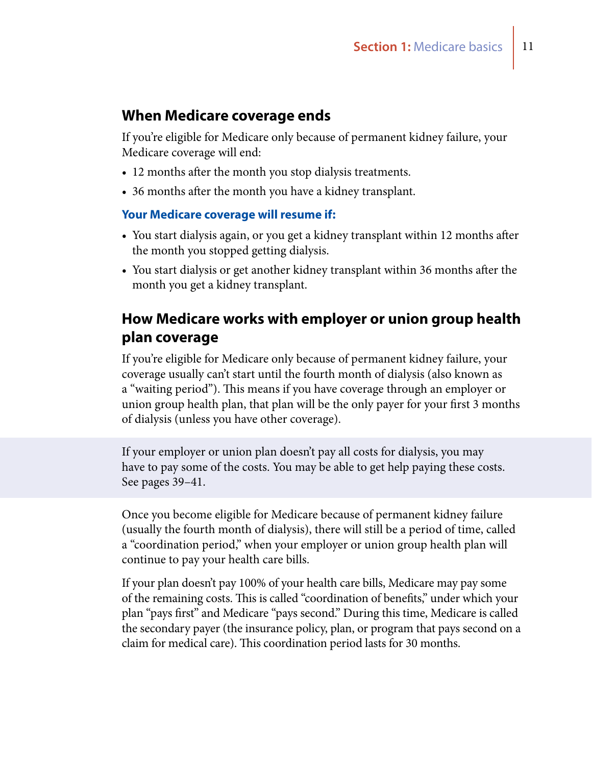## When Medicare coverage ends

If you're eligible for Medicare only because of permanent kidney failure, your Medicare coverage will end:

- 12 months after the month you stop dialysis treatments.
- 36 months after the month you have a kidney transplant.

### Your Medicare coverage will resume if:

- You start dialysis again, or you get a kidney transplant within 12 months after the month you stopped getting dialysis.
- You start dialysis or get another kidney transplant within 36 months after the month you get a kidney transplant.

## How Medicare works with employer or union group health plan coverage

If you're eligible for Medicare only because of permanent kidney failure, your coverage usually can't start until the fourth month of dialysis (also known as a "waiting period"). This means if you have coverage through an employer or union group health plan, that plan will be the only payer for your first 3 months of dialysis (unless you have other coverage).

If your employer or union plan doesn't pay all costs for dialysis, you may have to pay some of the costs. You may be able to get help paying these costs. See pages 39–41.

Once you become eligible for Medicare because of permanent kidney failure (usually the fourth month of dialysis), there will still be a period of time, called a "coordination period," when your employer or union group health plan will continue to pay your health care bills.

If your plan doesn't pay 100% of your health care bills, Medicare may pay some of the remaining costs. This is called "coordination of benefits," under which your plan "pays first" and Medicare "pays second." During this time, Medicare is called the secondary payer (the insurance policy, plan, or program that pays second on a claim for medical care). This coordination period lasts for 30 months.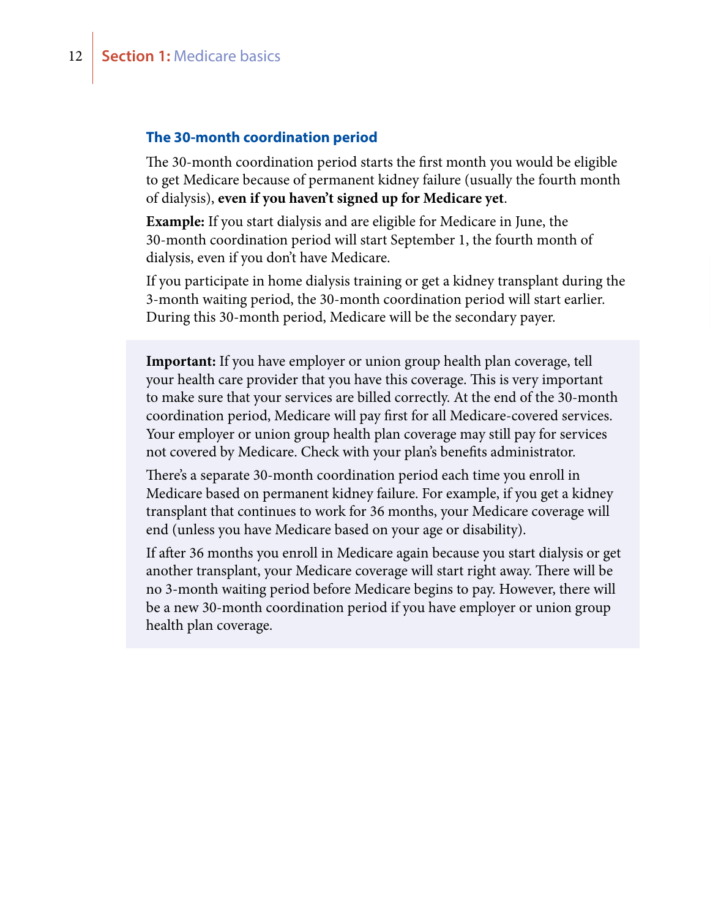### The 30-month coordination period

The 30-month coordination period starts the first month you would be eligible to get Medicare because of permanent kidney failure (usually the fourth month of dialysis), **even if you haven't signed up for Medicare yet**.

**Example:** If you start dialysis and are eligible for Medicare in June, the 30-month coordination period will start September 1, the fourth month of dialysis, even if you don't have Medicare.

If you participate in home dialysis training or get a kidney transplant during the 3-month waiting period, the 30-month coordination period will start earlier. During this 30-month period, Medicare will be the secondary payer.

**Important:** If you have employer or union group health plan coverage, tell your health care provider that you have this coverage. This is very important to make sure that your services are billed correctly. At the end of the 30-month coordination period, Medicare will pay first for all Medicare-covered services. Your employer or union group health plan coverage may still pay for services not covered by Medicare. Check with your plan's benefits administrator.

There's a separate 30-month coordination period each time you enroll in Medicare based on permanent kidney failure. For example, if you get a kidney transplant that continues to work for 36 months, your Medicare coverage will end (unless you have Medicare based on your age or disability).

If after 36 months you enroll in Medicare again because you start dialysis or get another transplant, your Medicare coverage will start right away. There will be no 3-month waiting period before Medicare begins to pay. However, there will be a new 30-month coordination period if you have employer or union group health plan coverage.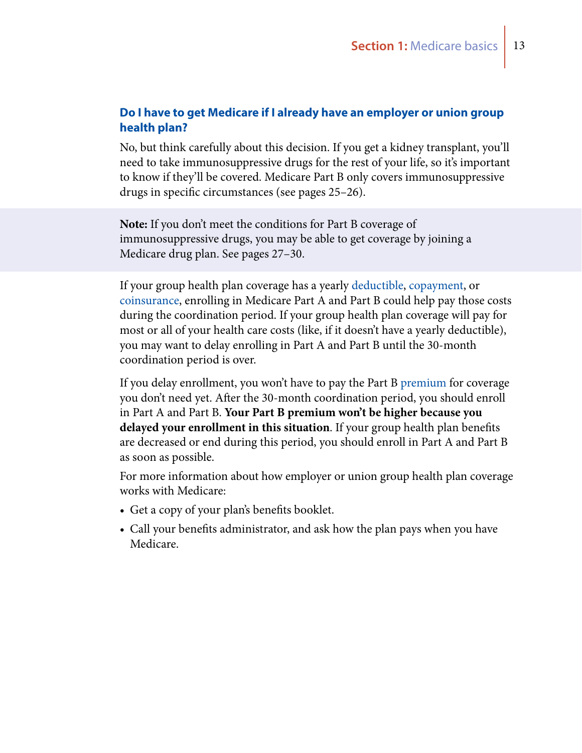## Do I have to get Medicare if I already have an employer or union group health plan?

No, but think carefully about this decision. If you get a kidney transplant, you'll need to take immunosuppressive drugs for the rest of your life, so it's important to know if they'll be covered. Medicare Part B only covers immunosuppressive drugs in specific circumstances (see pages 25–26).

**Note:** If you don't meet the conditions for Part B coverage of immunosuppressive drugs, you may be able to get coverage by joining a Medicare drug plan. See pages 27–30.

If your group health plan coverage has a yearly deductible, copayment, or coinsurance, enrolling in Medicare Part A and Part B could help pay those costs during the coordination period. If your group health plan coverage will pay for most or all of your health care costs (like, if it doesn't have a yearly deductible), you may want to delay enrolling in Part A and Part B until the 30-month coordination period is over.

If you delay enrollment, you won't have to pay the Part B premium for coverage you don't need yet. After the 30-month coordination period, you should enroll in Part A and Part B. **Your Part B premium won't be higher because you delayed your enrollment in this situation**. If your group health plan benefits are decreased or end during this period, you should enroll in Part A and Part B as soon as possible.

For more information about how employer or union group health plan coverage works with Medicare:

- Get a copy of your plan's benefits booklet.
- Call your benefits administrator, and ask how the plan pays when you have Medicare.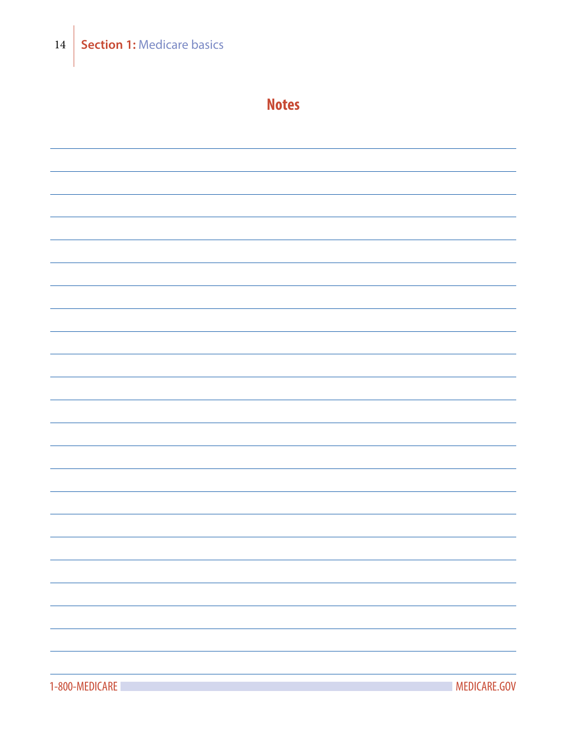## Notes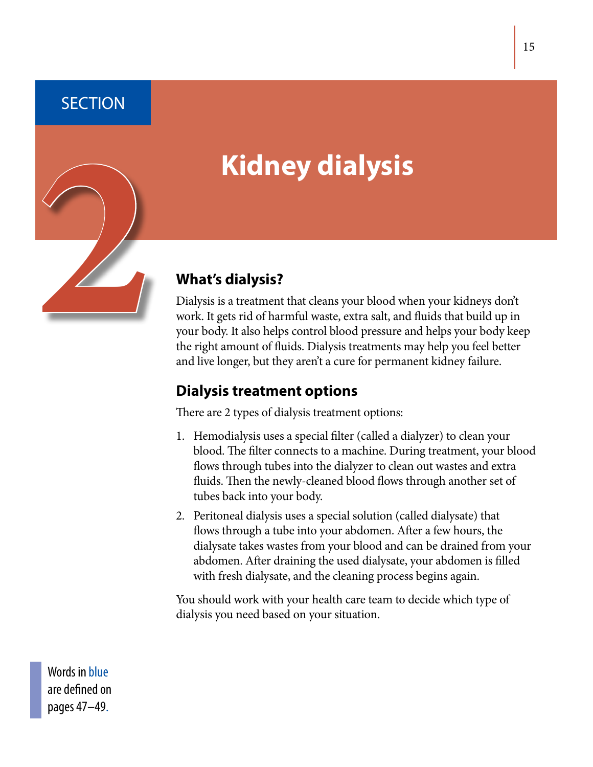SECTION

# 2 Kidney dialysis

## What's dialysis?

Dialysis is a treatment that cleans your blood when your kidneys don't work. It gets rid of harmful waste, extra salt, and fluids that build up in your body. It also helps control blood pressure and helps your body keep the right amount of fluids. Dialysis treatments may help you feel better and live longer, but they aren't a cure for permanent kidney failure.

## Dialysis treatment options

There are 2 types of dialysis treatment options:

1. Hemodialysis uses a special filter (called a dialyzer) to clean your blood. The filter connects to a machine. During treatment, your blood flows through tubes into the dialyzer to clean out wastes and extra fluids. Then the newly-cleaned blood flows through another set of tubes back into your body.
2. Peritoneal dialysis uses a special solution (called dialysate) that flows through a tube into your abdomen. After a few hours, the dialysate takes wastes from your blood and can be drained from your abdomen. After draining the used dialysate, your abdomen is filled with fresh dialysate, and the cleaning process begins again.

You should work with your health care team to decide which type of dialysis you need based on your situation.

Words in blue are defined on pages 47–49.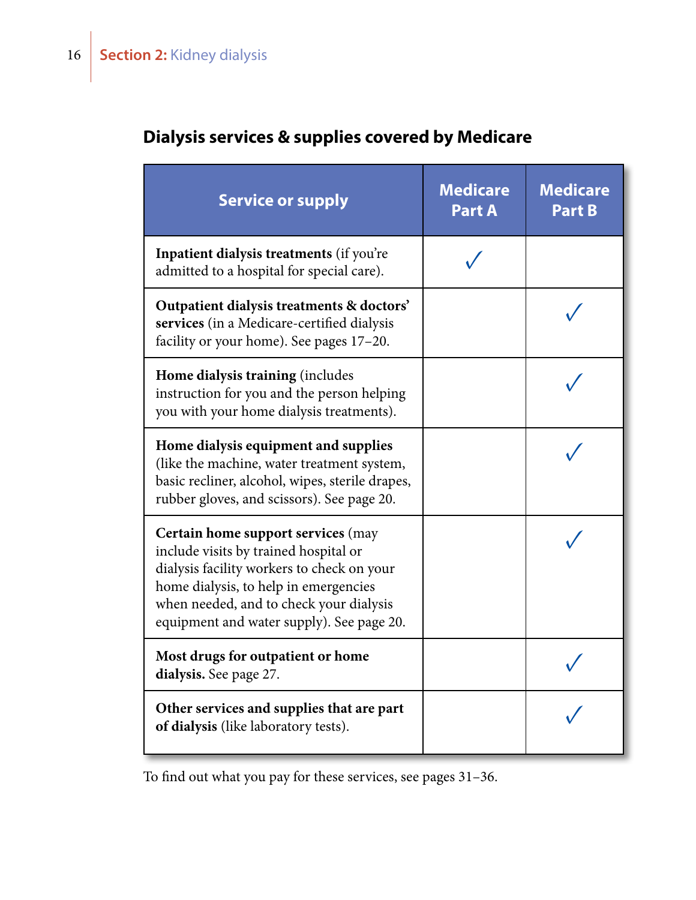## Dialysis services & supplies covered by Medicare

| Service or supply | Medicare Part A | Medicare Part B |
|---|---|---|
| **Inpatient dialysis treatments** (if you're admitted to a hospital for special care). | ✓ | |
| **Outpatient dialysis treatments & doctors' services** (in a Medicare-certified dialysis facility or your home). See pages 17–20. | | ✓ |
| **Home dialysis training** (includes instruction for you and the person helping you with your home dialysis treatments). | | ✓ |
| **Home dialysis equipment and supplies** (like the machine, water treatment system, basic recliner, alcohol, wipes, sterile drapes, rubber gloves, and scissors). See page 20. | | ✓ |
| **Certain home support services** (may include visits by trained hospital or dialysis facility workers to check on your home dialysis, to help in emergencies when needed, and to check your dialysis equipment and water supply). See page 20. | | ✓ |
| **Most drugs for outpatient or home dialysis.** See page 27. | | ✓ |
| **Other services and supplies that are part of dialysis** (like laboratory tests). | | ✓ |

To find out what you pay for these services, see pages 31–36.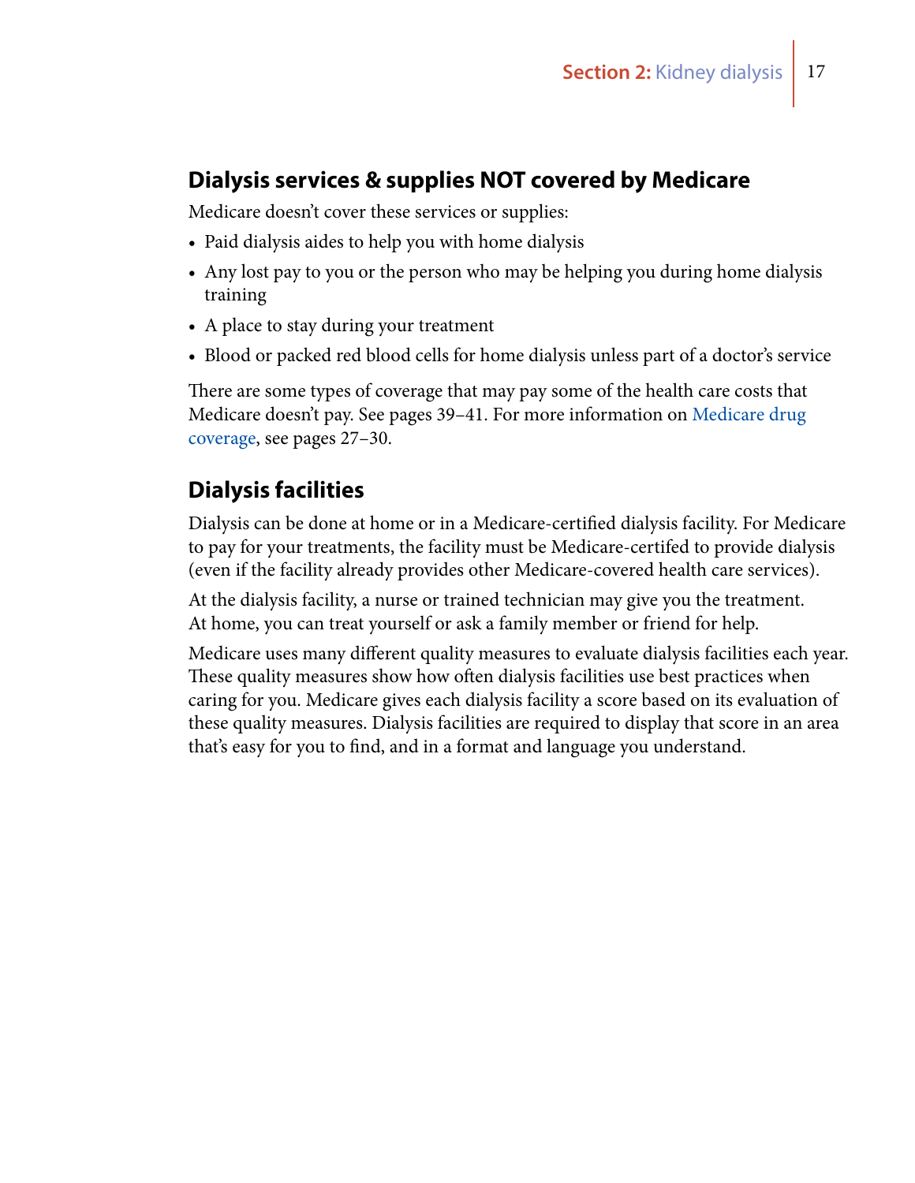## Dialysis services & supplies NOT covered by Medicare

Medicare doesn't cover these services or supplies:

- Paid dialysis aides to help you with home dialysis
- Any lost pay to you or the person who may be helping you during home dialysis training
- A place to stay during your treatment
- Blood or packed red blood cells for home dialysis unless part of a doctor's service

There are some types of coverage that may pay some of the health care costs that Medicare doesn't pay. See pages 39–41. For more information on Medicare drug coverage, see pages 27–30.

## Dialysis facilities

Dialysis can be done at home or in a Medicare-certified dialysis facility. For Medicare to pay for your treatments, the facility must be Medicare-certifed to provide dialysis (even if the facility already provides other Medicare-covered health care services).

At the dialysis facility, a nurse or trained technician may give you the treatment. At home, you can treat yourself or ask a family member or friend for help.

Medicare uses many different quality measures to evaluate dialysis facilities each year. These quality measures show how often dialysis facilities use best practices when caring for you. Medicare gives each dialysis facility a score based on its evaluation of these quality measures. Dialysis facilities are required to display that score in an area that's easy for you to find, and in a format and language you understand.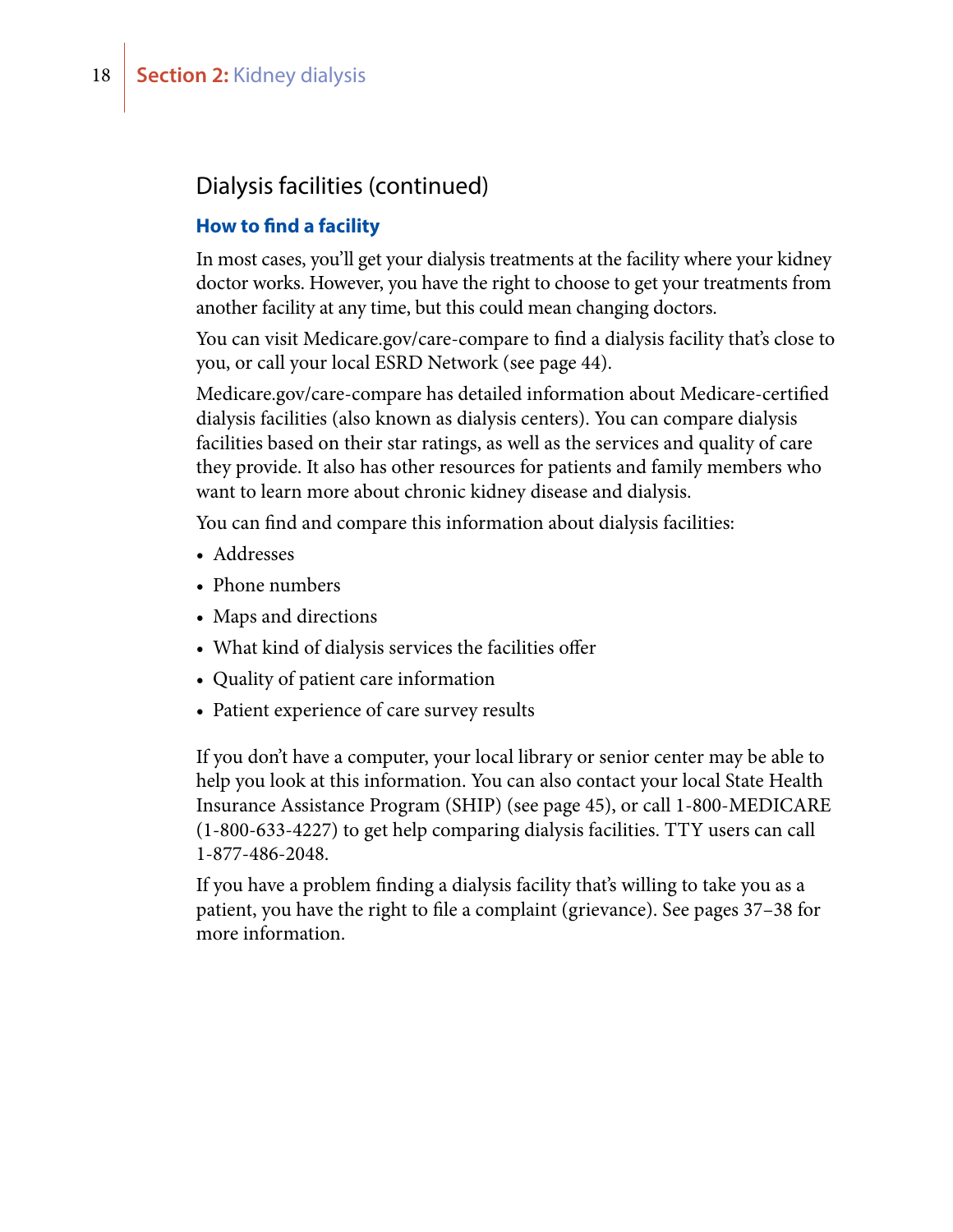## Dialysis facilities (continued)

### How to find a facility

In most cases, you'll get your dialysis treatments at the facility where your kidney doctor works. However, you have the right to choose to get your treatments from another facility at any time, but this could mean changing doctors.

You can visit Medicare.gov/care-compare to find a dialysis facility that's close to you, or call your local ESRD Network (see page 44).

Medicare.gov/care-compare has detailed information about Medicare-certified dialysis facilities (also known as dialysis centers). You can compare dialysis facilities based on their star ratings, as well as the services and quality of care they provide. It also has other resources for patients and family members who want to learn more about chronic kidney disease and dialysis.

You can find and compare this information about dialysis facilities:

- Addresses
- Phone numbers
- Maps and directions
- What kind of dialysis services the facilities offer
- Quality of patient care information
- Patient experience of care survey results

If you don't have a computer, your local library or senior center may be able to help you look at this information. You can also contact your local State Health Insurance Assistance Program (SHIP) (see page 45), or call 1-800-MEDICARE (1-800-633-4227) to get help comparing dialysis facilities. TTY users can call 1-877-486-2048.

If you have a problem finding a dialysis facility that's willing to take you as a patient, you have the right to file a complaint (grievance). See pages 37–38 for more information.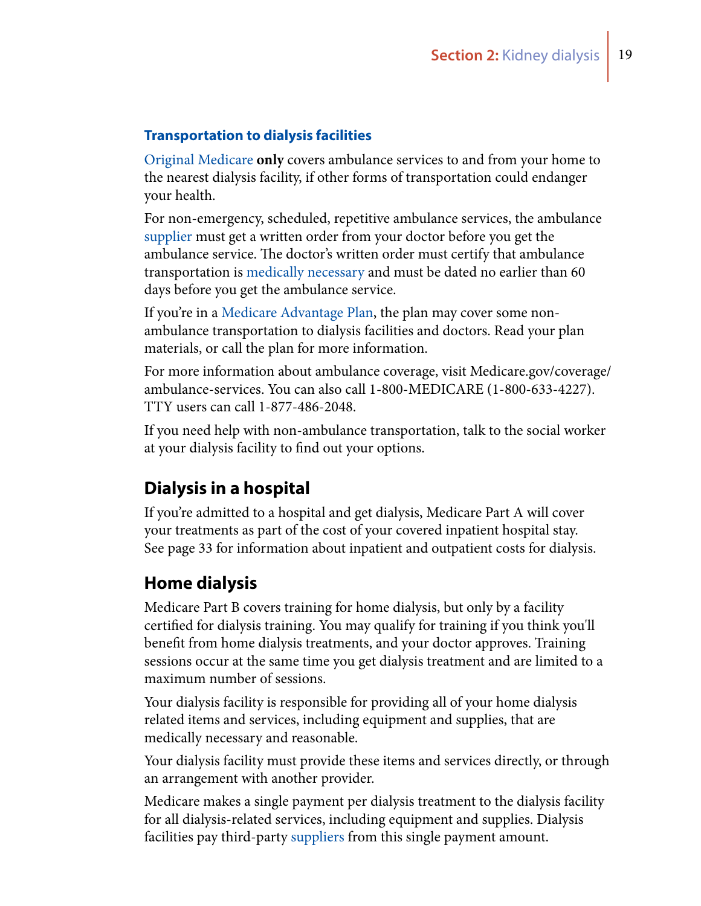### Transportation to dialysis facilities

Original Medicare **only** covers ambulance services to and from your home to the nearest dialysis facility, if other forms of transportation could endanger your health.

For non-emergency, scheduled, repetitive ambulance services, the ambulance supplier must get a written order from your doctor before you get the ambulance service. The doctor's written order must certify that ambulance transportation is medically necessary and must be dated no earlier than 60 days before you get the ambulance service.

If you're in a Medicare Advantage Plan, the plan may cover some non-ambulance transportation to dialysis facilities and doctors. Read your plan materials, or call the plan for more information.

For more information about ambulance coverage, visit Medicare.gov/coverage/ambulance-services. You can also call 1-800-MEDICARE (1-800-633-4227). TTY users can call 1-877-486-2048.

If you need help with non-ambulance transportation, talk to the social worker at your dialysis facility to find out your options.

## Dialysis in a hospital

If you're admitted to a hospital and get dialysis, Medicare Part A will cover your treatments as part of the cost of your covered inpatient hospital stay. See page 33 for information about inpatient and outpatient costs for dialysis.

## Home dialysis

Medicare Part B covers training for home dialysis, but only by a facility certified for dialysis training. You may qualify for training if you think you'll benefit from home dialysis treatments, and your doctor approves. Training sessions occur at the same time you get dialysis treatment and are limited to a maximum number of sessions.

Your dialysis facility is responsible for providing all of your home dialysis related items and services, including equipment and supplies, that are medically necessary and reasonable.

Your dialysis facility must provide these items and services directly, or through an arrangement with another provider.

Medicare makes a single payment per dialysis treatment to the dialysis facility for all dialysis-related services, including equipment and supplies. Dialysis facilities pay third-party suppliers from this single payment amount.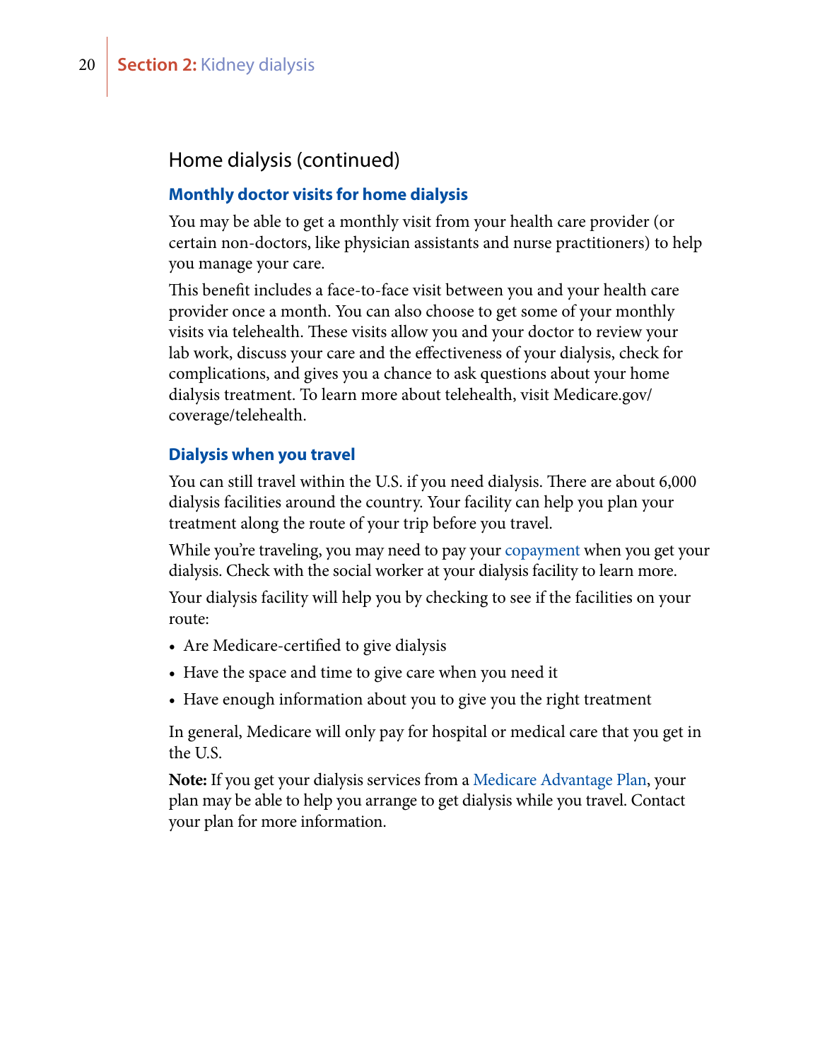## Home dialysis (continued)

### Monthly doctor visits for home dialysis

You may be able to get a monthly visit from your health care provider (or certain non-doctors, like physician assistants and nurse practitioners) to help you manage your care.

This benefit includes a face-to-face visit between you and your health care provider once a month. You can also choose to get some of your monthly visits via telehealth. These visits allow you and your doctor to review your lab work, discuss your care and the effectiveness of your dialysis, check for complications, and gives you a chance to ask questions about your home dialysis treatment. To learn more about telehealth, visit Medicare.gov/coverage/telehealth.

### Dialysis when you travel

You can still travel within the U.S. if you need dialysis. There are about 6,000 dialysis facilities around the country. Your facility can help you plan your treatment along the route of your trip before you travel.

While you're traveling, you may need to pay your copayment when you get your dialysis. Check with the social worker at your dialysis facility to learn more.

Your dialysis facility will help you by checking to see if the facilities on your route:

- Are Medicare-certified to give dialysis
- Have the space and time to give care when you need it
- Have enough information about you to give you the right treatment

In general, Medicare will only pay for hospital or medical care that you get in the U.S.

**Note:** If you get your dialysis services from a Medicare Advantage Plan, your plan may be able to help you arrange to get dialysis while you travel. Contact your plan for more information.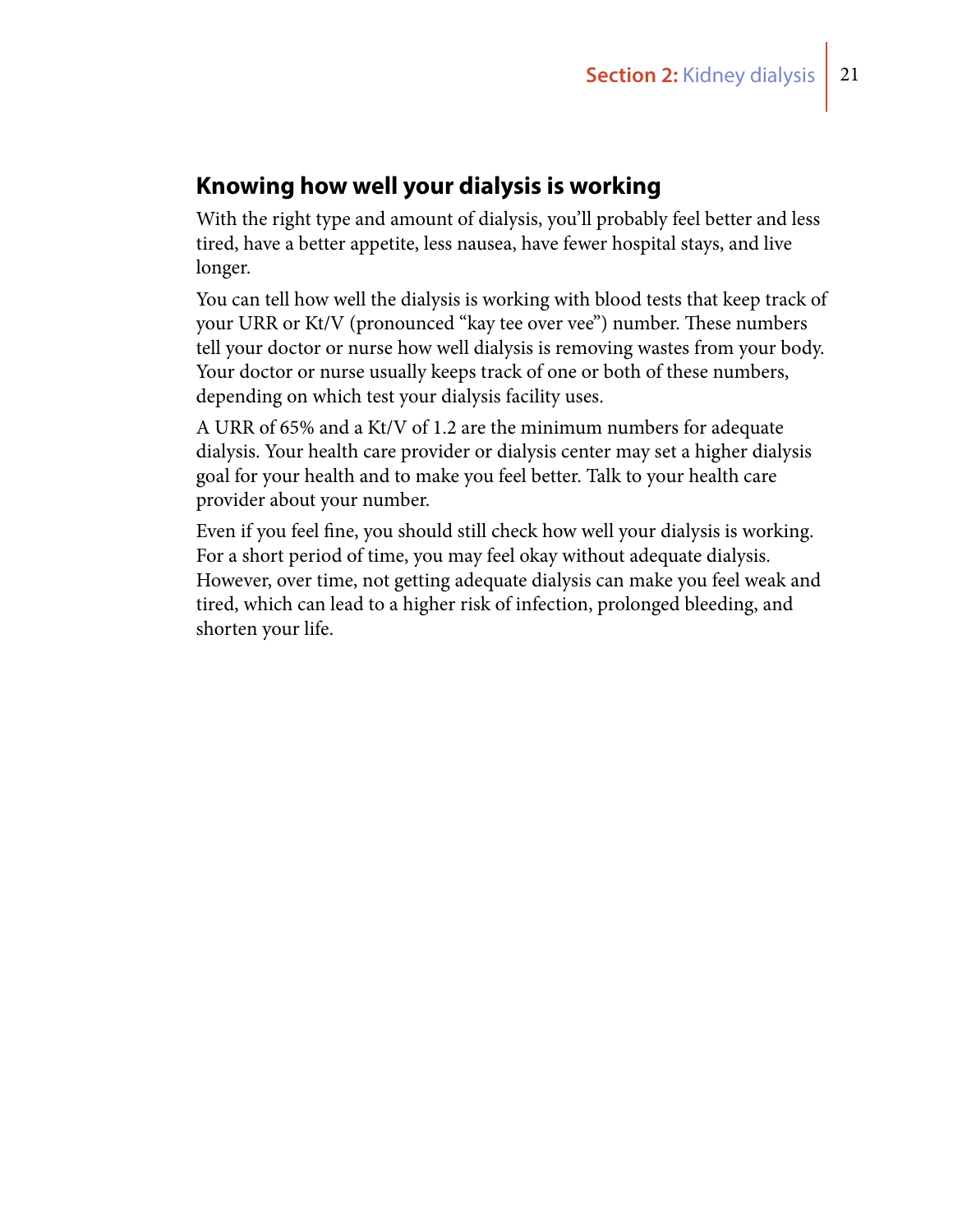## Knowing how well your dialysis is working

With the right type and amount of dialysis, you'll probably feel better and less tired, have a better appetite, less nausea, have fewer hospital stays, and live longer.

You can tell how well the dialysis is working with blood tests that keep track of your URR or Kt/V (pronounced "kay tee over vee") number. These numbers tell your doctor or nurse how well dialysis is removing wastes from your body. Your doctor or nurse usually keeps track of one or both of these numbers, depending on which test your dialysis facility uses.

A URR of 65% and a Kt/V of 1.2 are the minimum numbers for adequate dialysis. Your health care provider or dialysis center may set a higher dialysis goal for your health and to make you feel better. Talk to your health care provider about your number.

Even if you feel fine, you should still check how well your dialysis is working. For a short period of time, you may feel okay without adequate dialysis. However, over time, not getting adequate dialysis can make you feel weak and tired, which can lead to a higher risk of infection, prolonged bleeding, and shorten your life.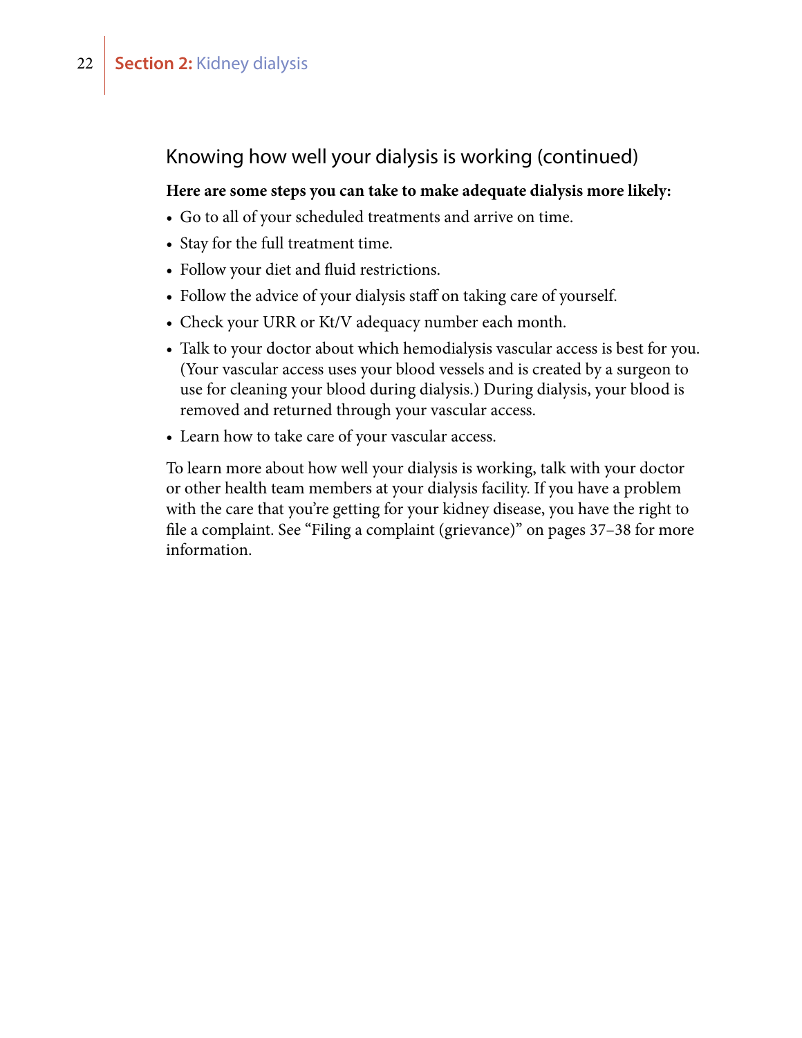## Knowing how well your dialysis is working (continued)

**Here are some steps you can take to make adequate dialysis more likely:**

- Go to all of your scheduled treatments and arrive on time.
- Stay for the full treatment time.
- Follow your diet and fluid restrictions.
- Follow the advice of your dialysis staff on taking care of yourself.
- Check your URR or Kt/V adequacy number each month.
- Talk to your doctor about which hemodialysis vascular access is best for you. (Your vascular access uses your blood vessels and is created by a surgeon to use for cleaning your blood during dialysis.) During dialysis, your blood is removed and returned through your vascular access.
- Learn how to take care of your vascular access.

To learn more about how well your dialysis is working, talk with your doctor or other health team members at your dialysis facility. If you have a problem with the care that you're getting for your kidney disease, you have the right to file a complaint. See "Filing a complaint (grievance)" on pages 37–38 for more information.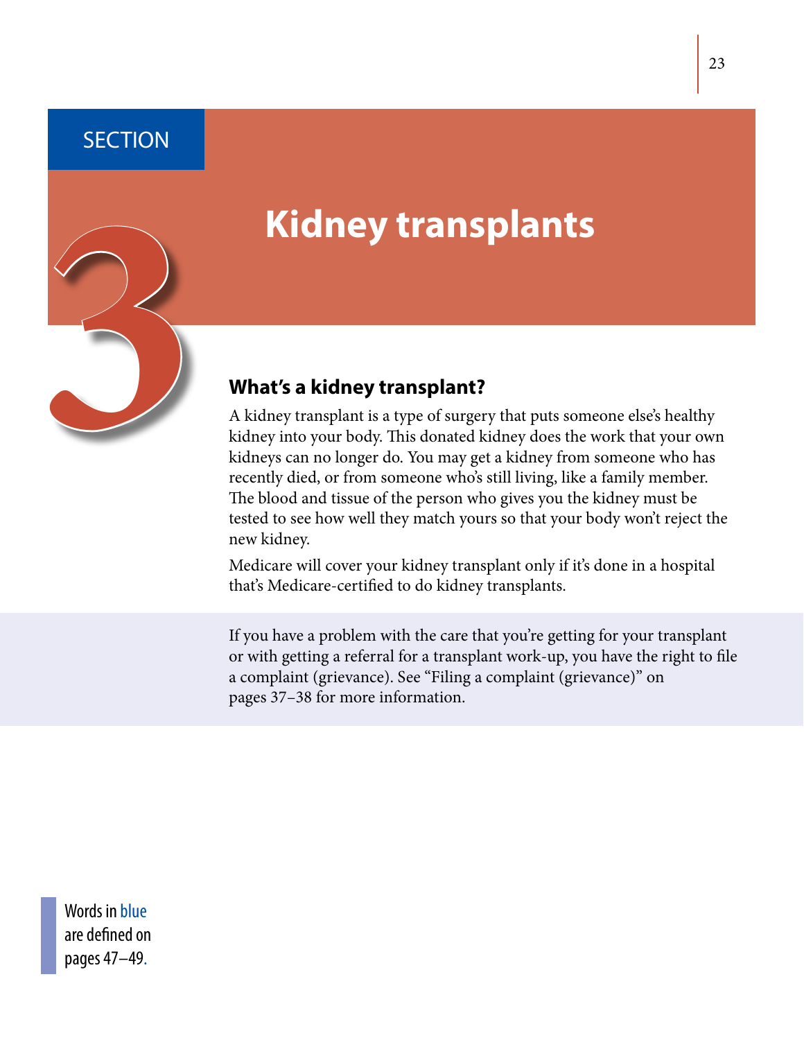# SECTION 3

# Kidney transplants

## What's a kidney transplant?

A kidney transplant is a type of surgery that puts someone else's healthy kidney into your body. This donated kidney does the work that your own kidneys can no longer do. You may get a kidney from someone who has recently died, or from someone who's still living, like a family member. The blood and tissue of the person who gives you the kidney must be tested to see how well they match yours so that your body won't reject the new kidney.

Medicare will cover your kidney transplant only if it's done in a hospital that's Medicare-certified to do kidney transplants.

If you have a problem with the care that you're getting for your transplant or with getting a referral for a transplant work-up, you have the right to file a complaint (grievance). See "Filing a complaint (grievance)" on pages 37–38 for more information.

Words in blue are defined on pages 47–49.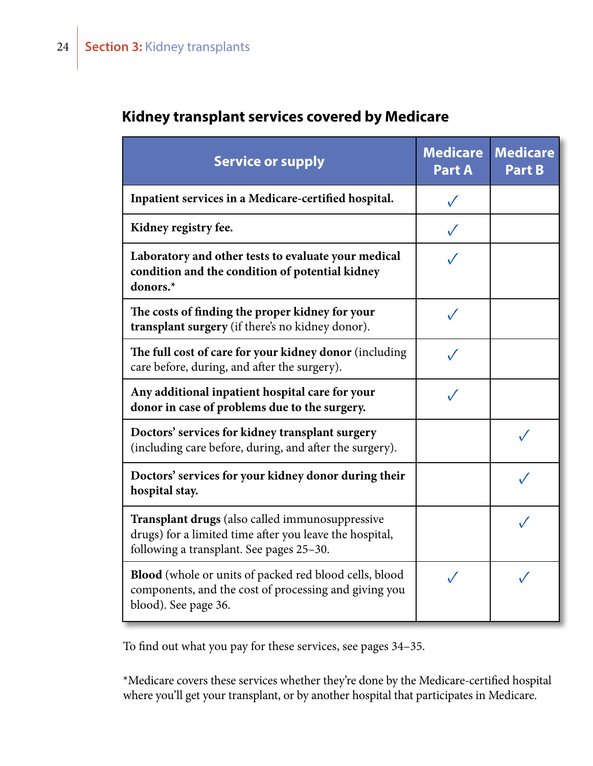## Kidney transplant services covered by Medicare

| Service or supply | Medicare Part A | Medicare Part B |
| --- | --- | --- |
| **Inpatient services in a Medicare-certified hospital.** | ✓ | |
| **Kidney registry fee.** | ✓ | |
| **Laboratory and other tests to evaluate your medical condition and the condition of potential kidney donors.*** | ✓ | |
| **The costs of finding the proper kidney for your transplant surgery** (if there's no kidney donor). | ✓ | |
| **The full cost of care for your kidney donor** (including care before, during, and after the surgery). | ✓ | |
| **Any additional inpatient hospital care for your donor in case of problems due to the surgery.** | ✓ | |
| **Doctors' services for kidney transplant surgery** (including care before, during, and after the surgery). | | ✓ |
| **Doctors' services for your kidney donor during their hospital stay.** | | ✓ |
| **Transplant drugs** (also called immunosuppressive drugs) for a limited time after you leave the hospital, following a transplant. See pages 25–30. | | ✓ |
| **Blood** (whole or units of packed red blood cells, blood components, and the cost of processing and giving you blood). See page 36. | ✓ | ✓ |

To find out what you pay for these services, see pages 34–35.

*Medicare covers these services whether they're done by the Medicare-certified hospital where you'll get your transplant, or by another hospital that participates in Medicare.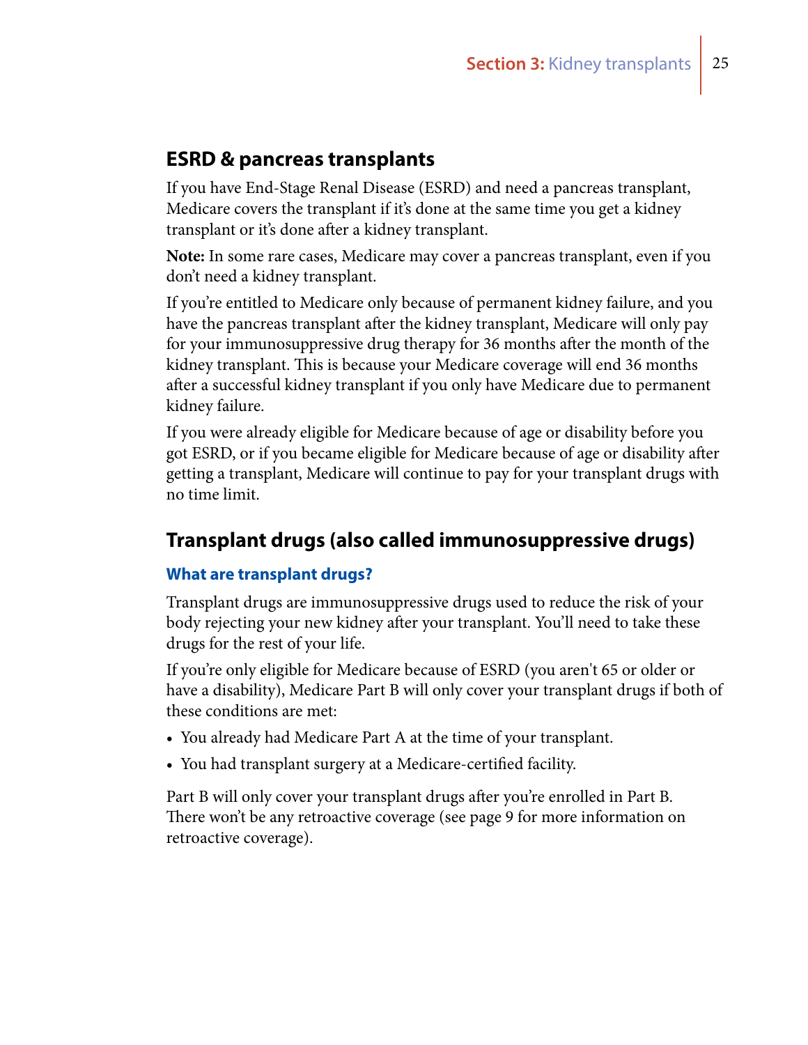## ESRD & pancreas transplants

If you have End-Stage Renal Disease (ESRD) and need a pancreas transplant, Medicare covers the transplant if it's done at the same time you get a kidney transplant or it's done after a kidney transplant.

**Note:** In some rare cases, Medicare may cover a pancreas transplant, even if you don't need a kidney transplant.

If you're entitled to Medicare only because of permanent kidney failure, and you have the pancreas transplant after the kidney transplant, Medicare will only pay for your immunosuppressive drug therapy for 36 months after the month of the kidney transplant. This is because your Medicare coverage will end 36 months after a successful kidney transplant if you only have Medicare due to permanent kidney failure.

If you were already eligible for Medicare because of age or disability before you got ESRD, or if you became eligible for Medicare because of age or disability after getting a transplant, Medicare will continue to pay for your transplant drugs with no time limit.

## Transplant drugs (also called immunosuppressive drugs)

### What are transplant drugs?

Transplant drugs are immunosuppressive drugs used to reduce the risk of your body rejecting your new kidney after your transplant. You'll need to take these drugs for the rest of your life.

If you're only eligible for Medicare because of ESRD (you aren't 65 or older or have a disability), Medicare Part B will only cover your transplant drugs if both of these conditions are met:

- You already had Medicare Part A at the time of your transplant.
- You had transplant surgery at a Medicare-certified facility.

Part B will only cover your transplant drugs after you're enrolled in Part B. There won't be any retroactive coverage (see page 9 for more information on retroactive coverage).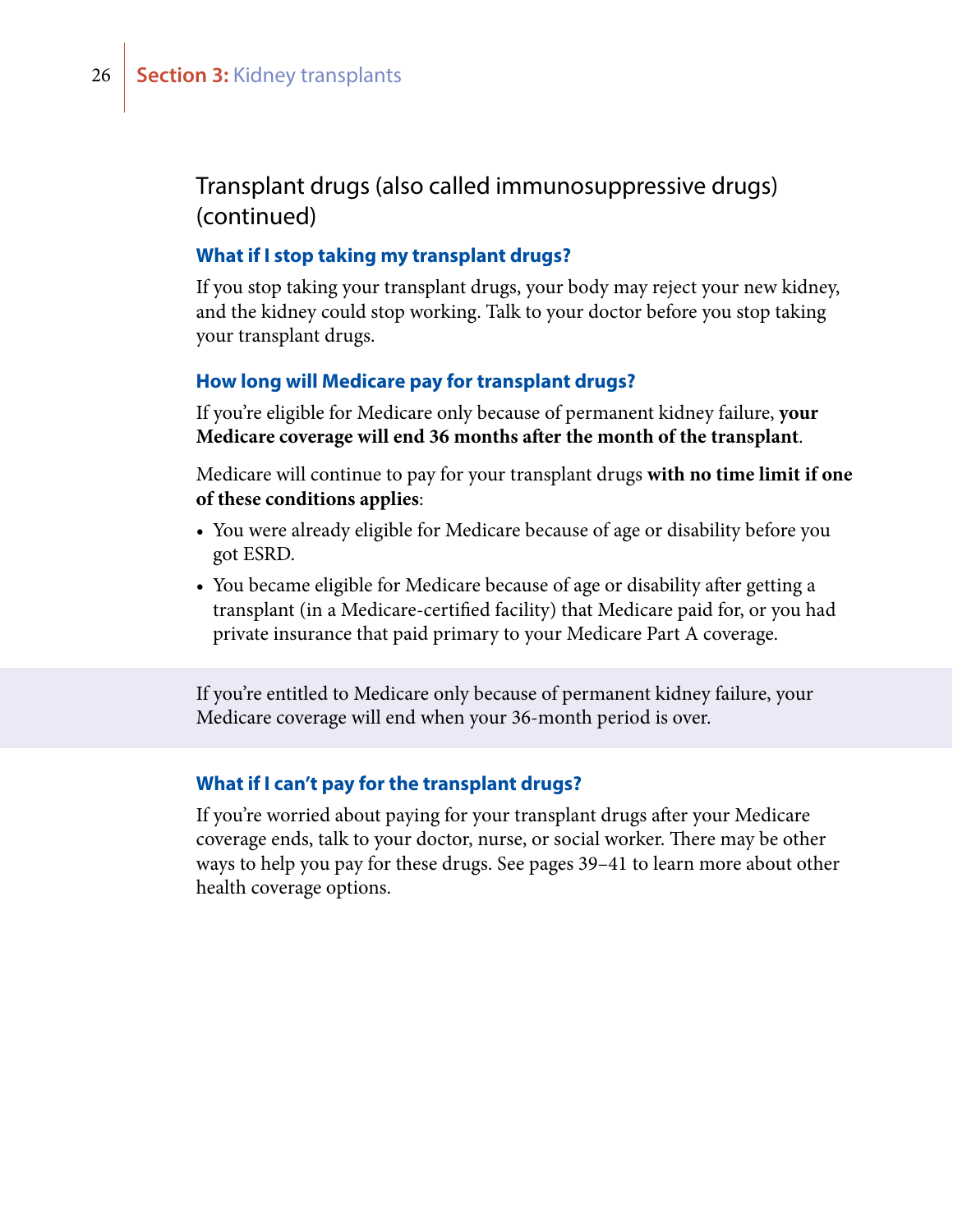## Transplant drugs (also called immunosuppressive drugs) (continued)

### What if I stop taking my transplant drugs?

If you stop taking your transplant drugs, your body may reject your new kidney, and the kidney could stop working. Talk to your doctor before you stop taking your transplant drugs.

### How long will Medicare pay for transplant drugs?

If you're eligible for Medicare only because of permanent kidney failure, **your Medicare coverage will end 36 months after the month of the transplant**.

Medicare will continue to pay for your transplant drugs **with no time limit if one of these conditions applies**:

- You were already eligible for Medicare because of age or disability before you got ESRD.
- You became eligible for Medicare because of age or disability after getting a transplant (in a Medicare-certified facility) that Medicare paid for, or you had private insurance that paid primary to your Medicare Part A coverage.

If you're entitled to Medicare only because of permanent kidney failure, your Medicare coverage will end when your 36-month period is over.

### What if I can't pay for the transplant drugs?

If you're worried about paying for your transplant drugs after your Medicare coverage ends, talk to your doctor, nurse, or social worker. There may be other ways to help you pay for these drugs. See pages 39–41 to learn more about other health coverage options.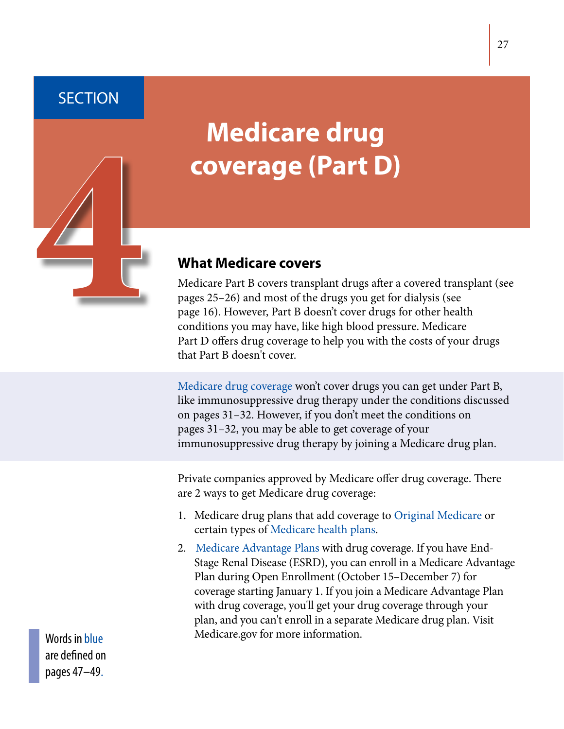# SECTION 4

# Medicare drug coverage (Part D)

## What Medicare covers

Medicare Part B covers transplant drugs after a covered transplant (see pages 25–26) and most of the drugs you get for dialysis (see page 16). However, Part B doesn't cover drugs for other health conditions you may have, like high blood pressure. Medicare Part D offers drug coverage to help you with the costs of your drugs that Part B doesn't cover.

Medicare drug coverage won't cover drugs you can get under Part B, like immunosuppressive drug therapy under the conditions discussed on pages 31–32. However, if you don't meet the conditions on pages 31–32, you may be able to get coverage of your immunosuppressive drug therapy by joining a Medicare drug plan.

Private companies approved by Medicare offer drug coverage. There are 2 ways to get Medicare drug coverage:

1. Medicare drug plans that add coverage to Original Medicare or certain types of Medicare health plans.
2. Medicare Advantage Plans with drug coverage. If you have End-Stage Renal Disease (ESRD), you can enroll in a Medicare Advantage Plan during Open Enrollment (October 15–December 7) for coverage starting January 1. If you join a Medicare Advantage Plan with drug coverage, you'll get your drug coverage through your plan, and you can't enroll in a separate Medicare drug plan. Visit Medicare.gov for more information.

Words in blue are defined on pages 47–49.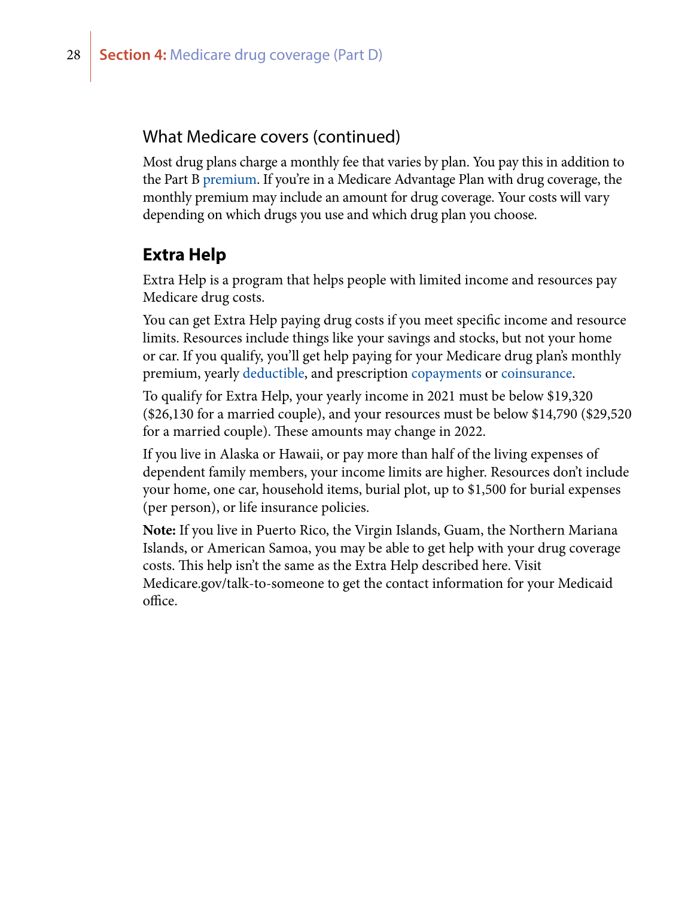### What Medicare covers (continued)

Most drug plans charge a monthly fee that varies by plan. You pay this in addition to the Part B premium. If you're in a Medicare Advantage Plan with drug coverage, the monthly premium may include an amount for drug coverage. Your costs will vary depending on which drugs you use and which drug plan you choose.

## Extra Help

Extra Help is a program that helps people with limited income and resources pay Medicare drug costs.

You can get Extra Help paying drug costs if you meet specific income and resource limits. Resources include things like your savings and stocks, but not your home or car. If you qualify, you'll get help paying for your Medicare drug plan's monthly premium, yearly deductible, and prescription copayments or coinsurance.

To qualify for Extra Help, your yearly income in 2021 must be below $19,320 ($26,130 for a married couple), and your resources must be below $14,790 ($29,520 for a married couple). These amounts may change in 2022.

If you live in Alaska or Hawaii, or pay more than half of the living expenses of dependent family members, your income limits are higher. Resources don't include your home, one car, household items, burial plot, up to $1,500 for burial expenses (per person), or life insurance policies.

**Note:** If you live in Puerto Rico, the Virgin Islands, Guam, the Northern Mariana Islands, or American Samoa, you may be able to get help with your drug coverage costs. This help isn't the same as the Extra Help described here. Visit Medicare.gov/talk-to-someone to get the contact information for your Medicaid office.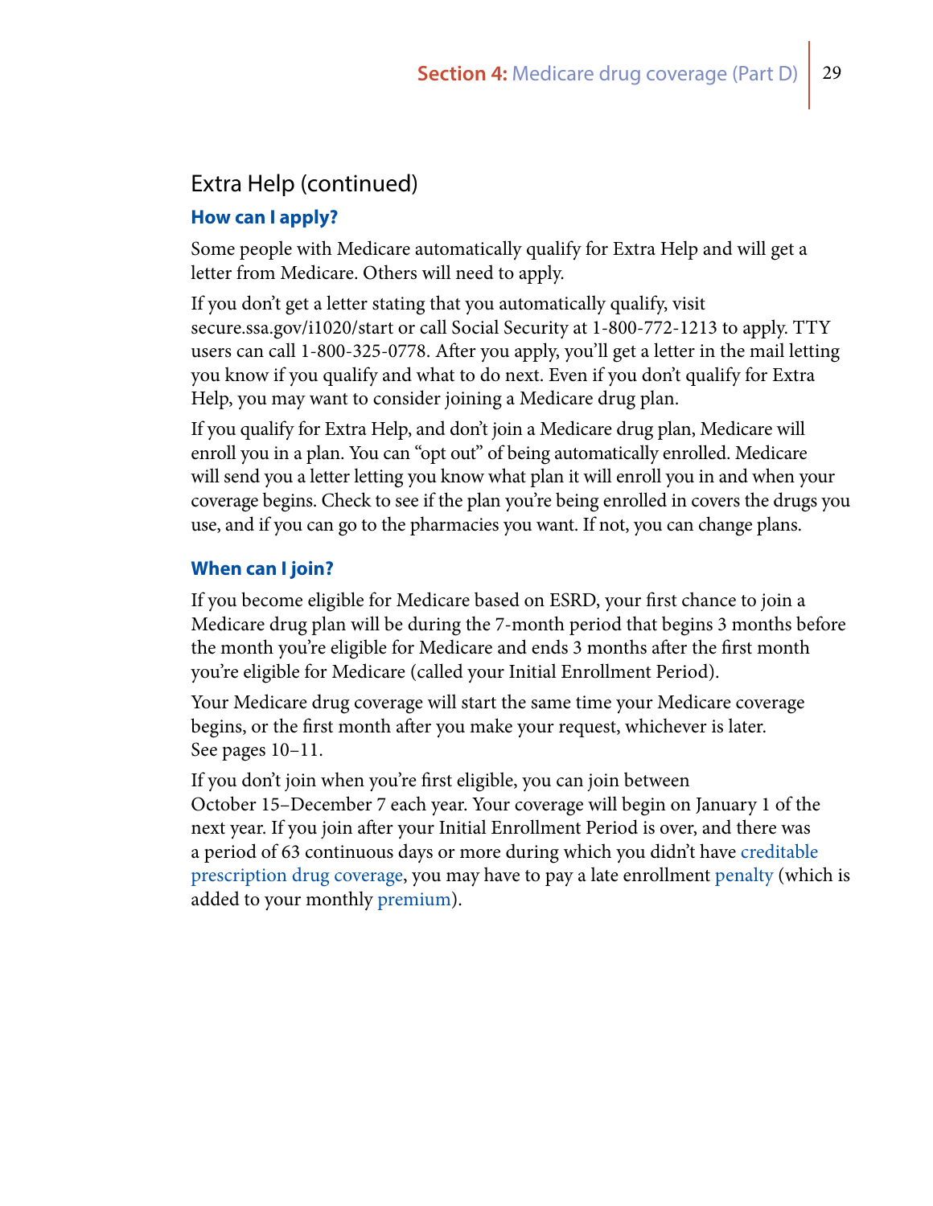## Extra Help (continued)

### How can I apply?

Some people with Medicare automatically qualify for Extra Help and will get a letter from Medicare. Others will need to apply.

If you don't get a letter stating that you automatically qualify, visit secure.ssa.gov/i1020/start or call Social Security at 1-800-772-1213 to apply. TTY users can call 1-800-325-0778. After you apply, you'll get a letter in the mail letting you know if you qualify and what to do next. Even if you don't qualify for Extra Help, you may want to consider joining a Medicare drug plan.

If you qualify for Extra Help, and don't join a Medicare drug plan, Medicare will enroll you in a plan. You can "opt out" of being automatically enrolled. Medicare will send you a letter letting you know what plan it will enroll you in and when your coverage begins. Check to see if the plan you're being enrolled in covers the drugs you use, and if you can go to the pharmacies you want. If not, you can change plans.

### When can I join?

If you become eligible for Medicare based on ESRD, your first chance to join a Medicare drug plan will be during the 7-month period that begins 3 months before the month you're eligible for Medicare and ends 3 months after the first month you're eligible for Medicare (called your Initial Enrollment Period).

Your Medicare drug coverage will start the same time your Medicare coverage begins, or the first month after you make your request, whichever is later. See pages 10–11.

If you don't join when you're first eligible, you can join between October 15–December 7 each year. Your coverage will begin on January 1 of the next year. If you join after your Initial Enrollment Period is over, and there was a period of 63 continuous days or more during which you didn't have creditable prescription drug coverage, you may have to pay a late enrollment penalty (which is added to your monthly premium).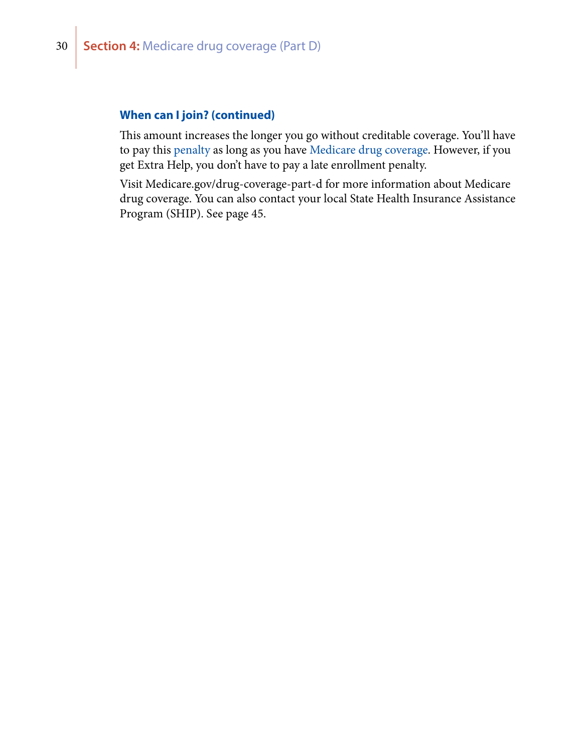### When can I join? (continued)

This amount increases the longer you go without creditable coverage. You'll have to pay this penalty as long as you have Medicare drug coverage. However, if you get Extra Help, you don't have to pay a late enrollment penalty.

Visit Medicare.gov/drug-coverage-part-d for more information about Medicare drug coverage. You can also contact your local State Health Insurance Assistance Program (SHIP). See page 45.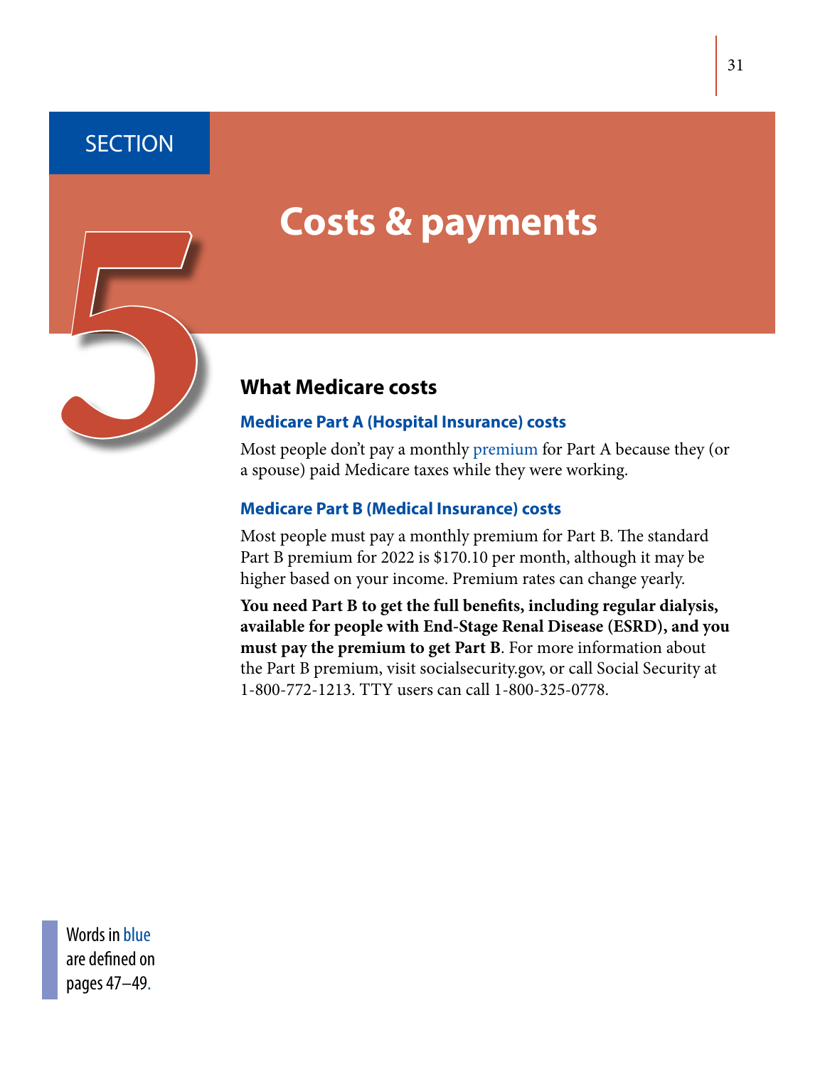SECTION 5

# Costs & payments

## What Medicare costs

### Medicare Part A (Hospital Insurance) costs

Most people don't pay a monthly premium for Part A because they (or a spouse) paid Medicare taxes while they were working.

### Medicare Part B (Medical Insurance) costs

Most people must pay a monthly premium for Part B. The standard Part B premium for 2022 is $170.10 per month, although it may be higher based on your income. Premium rates can change yearly.

**You need Part B to get the full benefits, including regular dialysis, available for people with End-Stage Renal Disease (ESRD), and you must pay the premium to get Part B**. For more information about the Part B premium, visit socialsecurity.gov, or call Social Security at 1-800-772-1213. TTY users can call 1-800-325-0778.

Words in blue are defined on pages 47–49.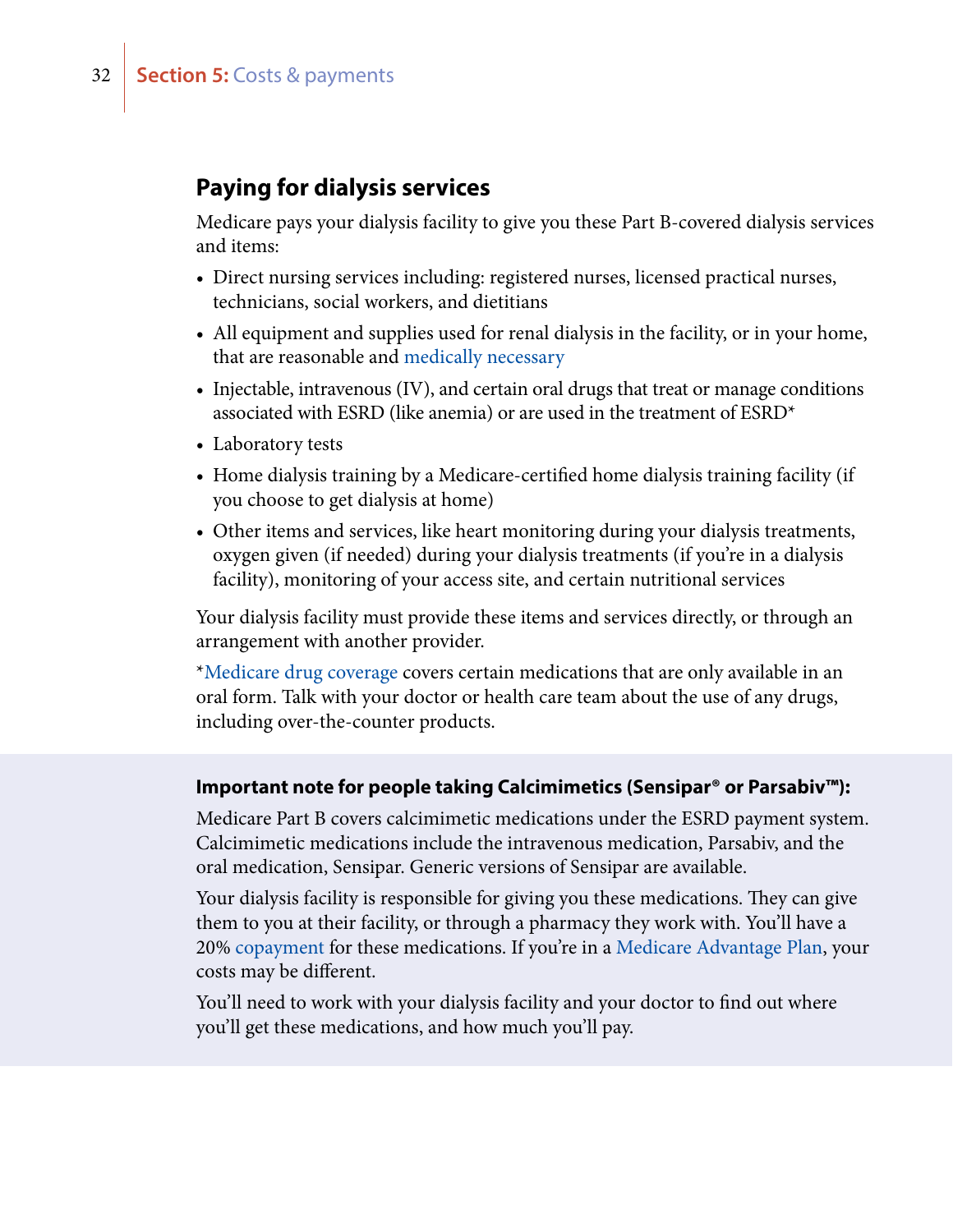## Paying for dialysis services

Medicare pays your dialysis facility to give you these Part B-covered dialysis services and items:

- Direct nursing services including: registered nurses, licensed practical nurses, technicians, social workers, and dietitians
- All equipment and supplies used for renal dialysis in the facility, or in your home, that are reasonable and medically necessary
- Injectable, intravenous (IV), and certain oral drugs that treat or manage conditions associated with ESRD (like anemia) or are used in the treatment of ESRD*
- Laboratory tests
- Home dialysis training by a Medicare-certified home dialysis training facility (if you choose to get dialysis at home)
- Other items and services, like heart monitoring during your dialysis treatments, oxygen given (if needed) during your dialysis treatments (if you're in a dialysis facility), monitoring of your access site, and certain nutritional services

Your dialysis facility must provide these items and services directly, or through an arrangement with another provider.

*Medicare drug coverage covers certain medications that are only available in an oral form. Talk with your doctor or health care team about the use of any drugs, including over-the-counter products.

**Important note for people taking Calcimimetics (Sensipar® or Parsabiv™):**

Medicare Part B covers calcimimetic medications under the ESRD payment system. Calcimimetic medications include the intravenous medication, Parsabiv, and the oral medication, Sensipar. Generic versions of Sensipar are available.

Your dialysis facility is responsible for giving you these medications. They can give them to you at their facility, or through a pharmacy they work with. You'll have a 20% copayment for these medications. If you're in a Medicare Advantage Plan, your costs may be different.

You'll need to work with your dialysis facility and your doctor to find out where you'll get these medications, and how much you'll pay.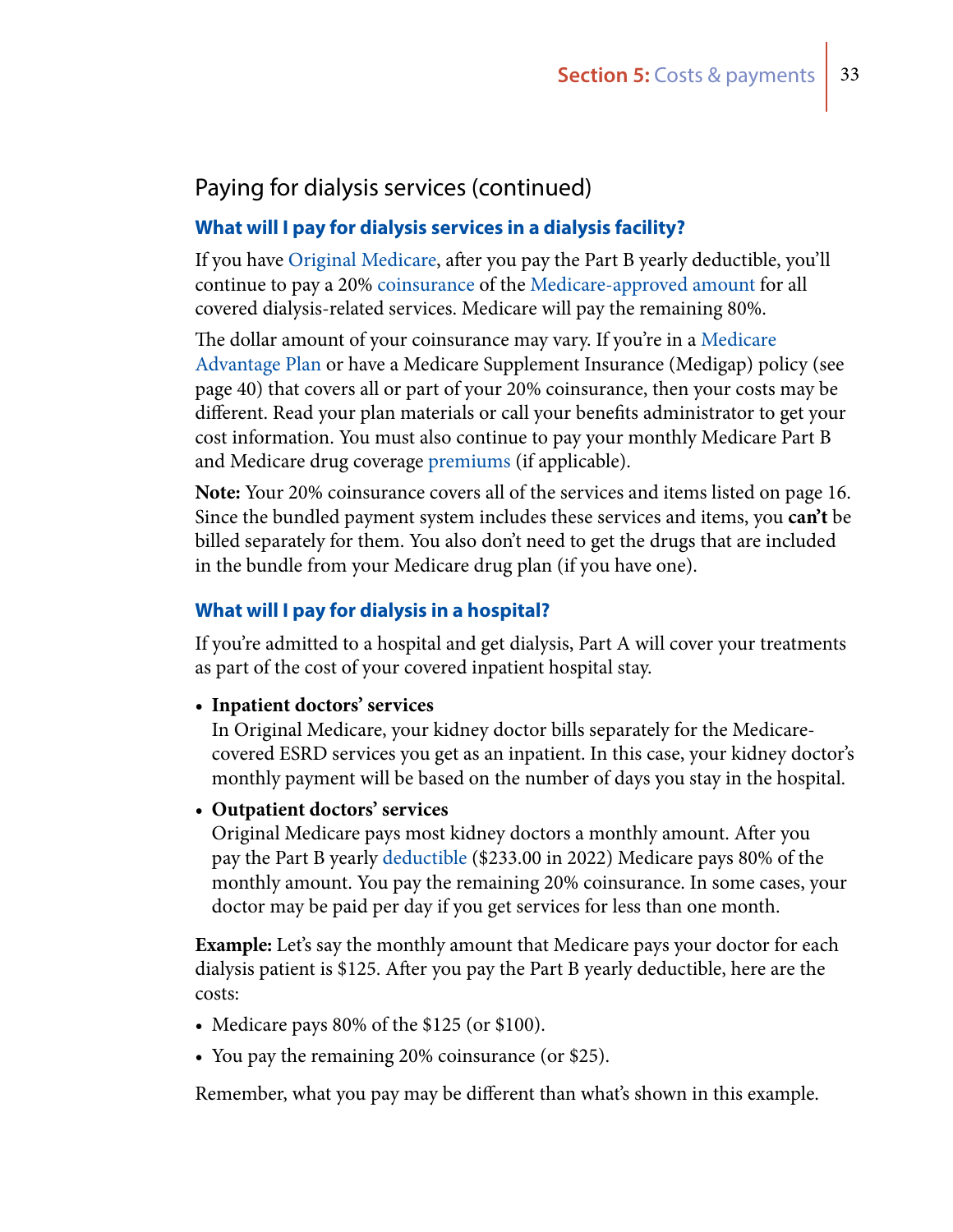## Paying for dialysis services (continued)

### What will I pay for dialysis services in a dialysis facility?

If you have Original Medicare, after you pay the Part B yearly deductible, you'll continue to pay a 20% coinsurance of the Medicare-approved amount for all covered dialysis-related services. Medicare will pay the remaining 80%.

The dollar amount of your coinsurance may vary. If you're in a Medicare Advantage Plan or have a Medicare Supplement Insurance (Medigap) policy (see page 40) that covers all or part of your 20% coinsurance, then your costs may be different. Read your plan materials or call your benefits administrator to get your cost information. You must also continue to pay your monthly Medicare Part B and Medicare drug coverage premiums (if applicable).

**Note:** Your 20% coinsurance covers all of the services and items listed on page 16. Since the bundled payment system includes these services and items, you **can't** be billed separately for them. You also don't need to get the drugs that are included in the bundle from your Medicare drug plan (if you have one).

### What will I pay for dialysis in a hospital?

If you're admitted to a hospital and get dialysis, Part A will cover your treatments as part of the cost of your covered inpatient hospital stay.

- **Inpatient doctors' services**
  In Original Medicare, your kidney doctor bills separately for the Medicare-covered ESRD services you get as an inpatient. In this case, your kidney doctor's monthly payment will be based on the number of days you stay in the hospital.
- **Outpatient doctors' services**
  Original Medicare pays most kidney doctors a monthly amount. After you pay the Part B yearly deductible ($233.00 in 2022) Medicare pays 80% of the monthly amount. You pay the remaining 20% coinsurance. In some cases, your doctor may be paid per day if you get services for less than one month.

**Example:** Let's say the monthly amount that Medicare pays your doctor for each dialysis patient is $125. After you pay the Part B yearly deductible, here are the costs:

- Medicare pays 80% of the $125 (or $100).
- You pay the remaining 20% coinsurance (or $25).

Remember, what you pay may be different than what's shown in this example.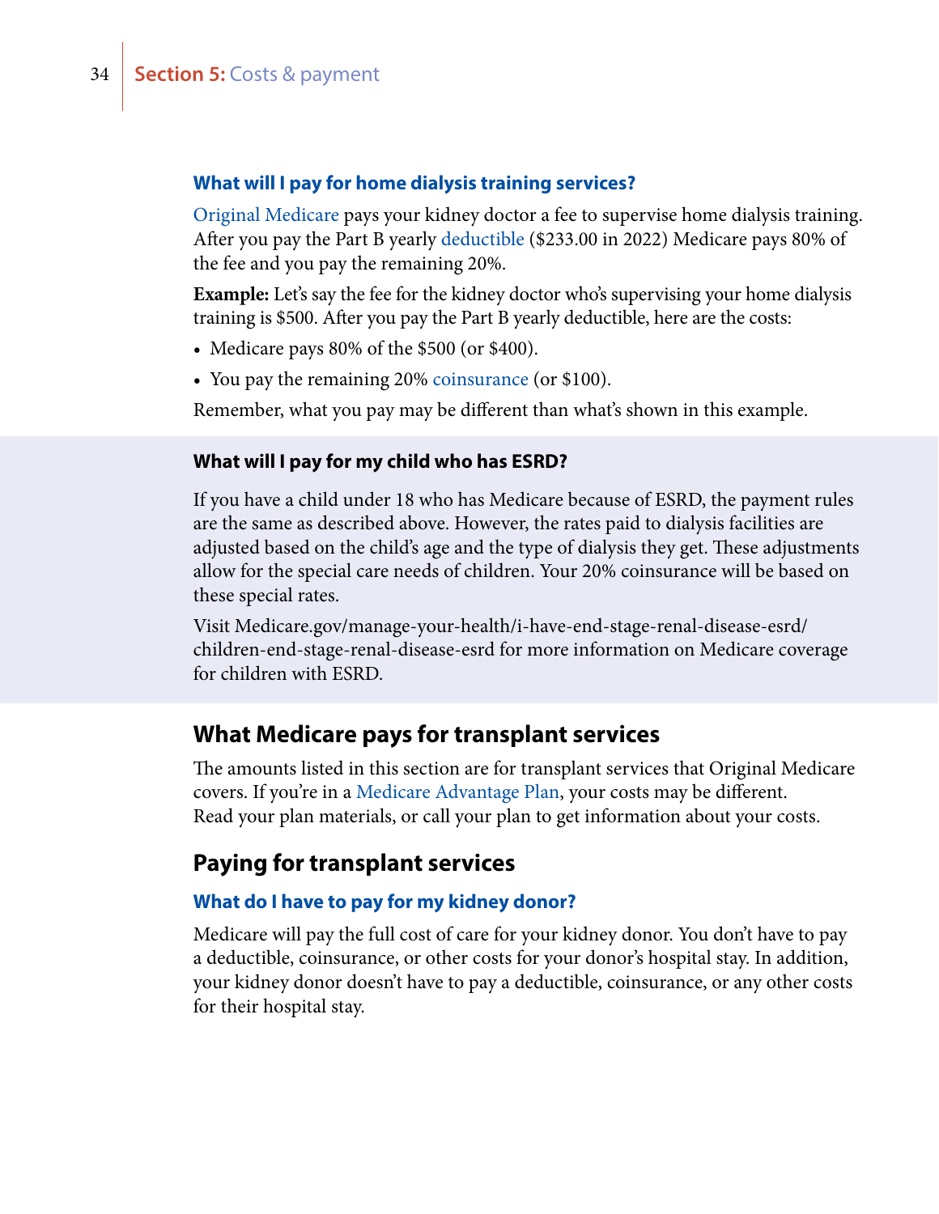### What will I pay for home dialysis training services?

Original Medicare pays your kidney doctor a fee to supervise home dialysis training. After you pay the Part B yearly deductible ($233.00 in 2022) Medicare pays 80% of the fee and you pay the remaining 20%.

**Example:** Let's say the fee for the kidney doctor who's supervising your home dialysis training is $500. After you pay the Part B yearly deductible, here are the costs:

- Medicare pays 80% of the $500 (or $400).
- You pay the remaining 20% coinsurance (or $100).

Remember, what you pay may be different than what's shown in this example.

**What will I pay for my child who has ESRD?**

If you have a child under 18 who has Medicare because of ESRD, the payment rules are the same as described above. However, the rates paid to dialysis facilities are adjusted based on the child's age and the type of dialysis they get. These adjustments allow for the special care needs of children. Your 20% coinsurance will be based on these special rates.

Visit Medicare.gov/manage-your-health/i-have-end-stage-renal-disease-esrd/children-end-stage-renal-disease-esrd for more information on Medicare coverage for children with ESRD.

## What Medicare pays for transplant services

The amounts listed in this section are for transplant services that Original Medicare covers. If you're in a Medicare Advantage Plan, your costs may be different. Read your plan materials, or call your plan to get information about your costs.

## Paying for transplant services

### What do I have to pay for my kidney donor?

Medicare will pay the full cost of care for your kidney donor. You don't have to pay a deductible, coinsurance, or other costs for your donor's hospital stay. In addition, your kidney donor doesn't have to pay a deductible, coinsurance, or any other costs for their hospital stay.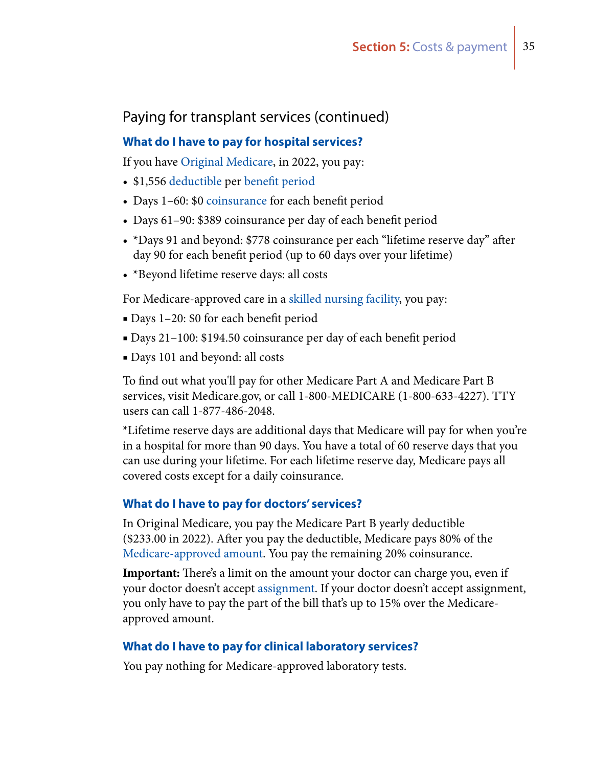## Paying for transplant services (continued)

### What do I have to pay for hospital services?

If you have Original Medicare, in 2022, you pay:

- $1,556 deductible per benefit period
- Days 1–60: $0 coinsurance for each benefit period
- Days 61–90: $389 coinsurance per day of each benefit period
- *Days 91 and beyond: $778 coinsurance per each "lifetime reserve day" after day 90 for each benefit period (up to 60 days over your lifetime)
- *Beyond lifetime reserve days: all costs

For Medicare-approved care in a skilled nursing facility, you pay:

- Days 1–20: $0 for each benefit period
- Days 21–100: $194.50 coinsurance per day of each benefit period
- Days 101 and beyond: all costs

To find out what you'll pay for other Medicare Part A and Medicare Part B services, visit Medicare.gov, or call 1-800-MEDICARE (1-800-633-4227). TTY users can call 1-877-486-2048.

*Lifetime reserve days are additional days that Medicare will pay for when you're in a hospital for more than 90 days. You have a total of 60 reserve days that you can use during your lifetime. For each lifetime reserve day, Medicare pays all covered costs except for a daily coinsurance.

### What do I have to pay for doctors' services?

In Original Medicare, you pay the Medicare Part B yearly deductible ($233.00 in 2022). After you pay the deductible, Medicare pays 80% of the Medicare-approved amount. You pay the remaining 20% coinsurance.

**Important:** There's a limit on the amount your doctor can charge you, even if your doctor doesn't accept assignment. If your doctor doesn't accept assignment, you only have to pay the part of the bill that's up to 15% over the Medicare-approved amount.

### What do I have to pay for clinical laboratory services?

You pay nothing for Medicare-approved laboratory tests.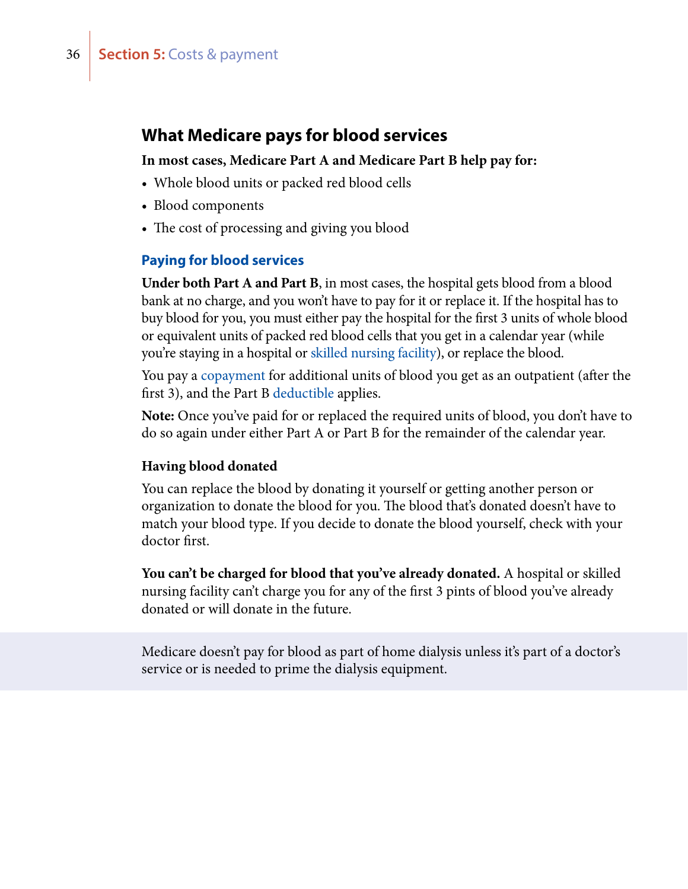## What Medicare pays for blood services

**In most cases, Medicare Part A and Medicare Part B help pay for:**

- Whole blood units or packed red blood cells
- Blood components
- The cost of processing and giving you blood

### Paying for blood services

**Under both Part A and Part B**, in most cases, the hospital gets blood from a blood bank at no charge, and you won't have to pay for it or replace it. If the hospital has to buy blood for you, you must either pay the hospital for the first 3 units of whole blood or equivalent units of packed red blood cells that you get in a calendar year (while you're staying in a hospital or skilled nursing facility), or replace the blood.

You pay a copayment for additional units of blood you get as an outpatient (after the first 3), and the Part B deductible applies.

**Note:** Once you've paid for or replaced the required units of blood, you don't have to do so again under either Part A or Part B for the remainder of the calendar year.

#### Having blood donated

You can replace the blood by donating it yourself or getting another person or organization to donate the blood for you. The blood that's donated doesn't have to match your blood type. If you decide to donate the blood yourself, check with your doctor first.

**You can't be charged for blood that you've already donated.** A hospital or skilled nursing facility can't charge you for any of the first 3 pints of blood you've already donated or will donate in the future.

Medicare doesn't pay for blood as part of home dialysis unless it's part of a doctor's service or is needed to prime the dialysis equipment.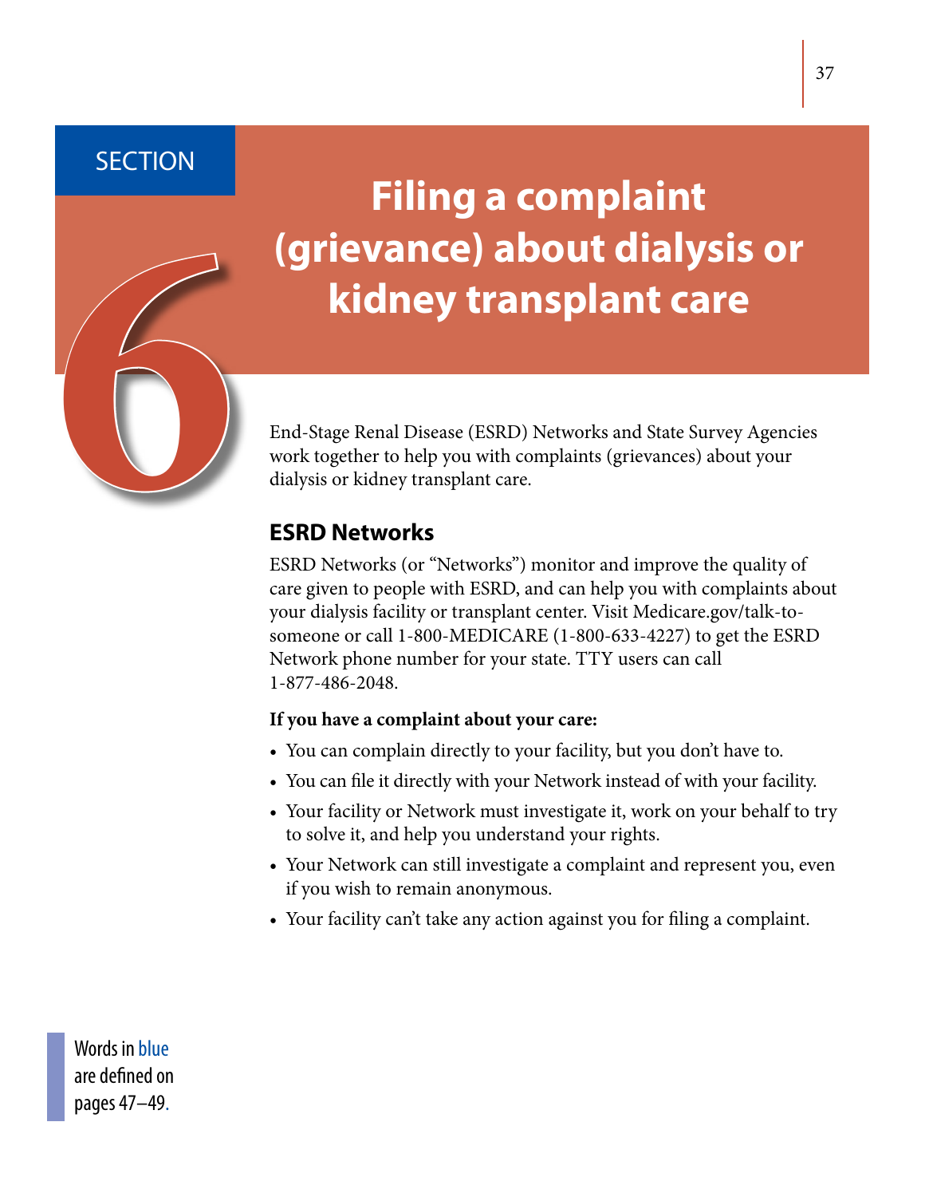# SECTION 6

# Filing a complaint (grievance) about dialysis or kidney transplant care

End-Stage Renal Disease (ESRD) Networks and State Survey Agencies work together to help you with complaints (grievances) about your dialysis or kidney transplant care.

## ESRD Networks

ESRD Networks (or "Networks") monitor and improve the quality of care given to people with ESRD, and can help you with complaints about your dialysis facility or transplant center. Visit Medicare.gov/talk-to-someone or call 1-800-MEDICARE (1-800-633-4227) to get the ESRD Network phone number for your state. TTY users can call 1-877-486-2048.

**If you have a complaint about your care:**

- You can complain directly to your facility, but you don't have to.
- You can file it directly with your Network instead of with your facility.
- Your facility or Network must investigate it, work on your behalf to try to solve it, and help you understand your rights.
- Your Network can still investigate a complaint and represent you, even if you wish to remain anonymous.
- Your facility can't take any action against you for filing a complaint.

Words in blue are defined on pages 47–49.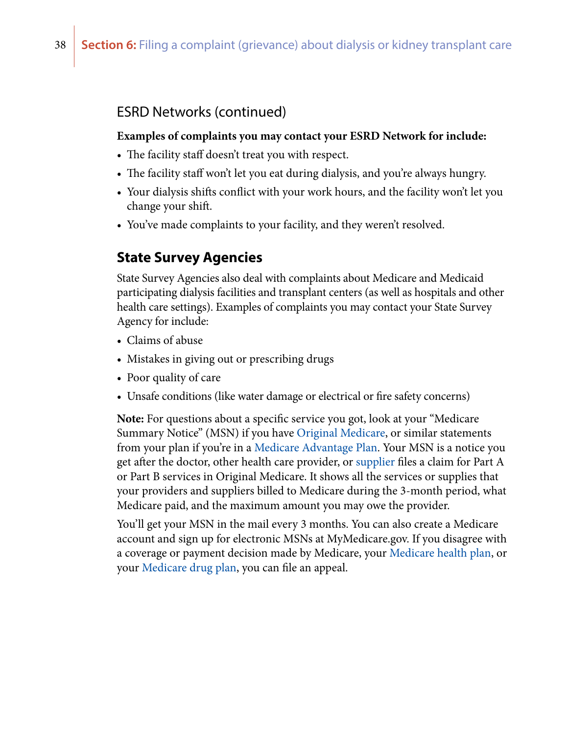### ESRD Networks (continued)

**Examples of complaints you may contact your ESRD Network for include:**

- The facility staff doesn't treat you with respect.
- The facility staff won't let you eat during dialysis, and you're always hungry.
- Your dialysis shifts conflict with your work hours, and the facility won't let you change your shift.
- You've made complaints to your facility, and they weren't resolved.

## State Survey Agencies

State Survey Agencies also deal with complaints about Medicare and Medicaid participating dialysis facilities and transplant centers (as well as hospitals and other health care settings). Examples of complaints you may contact your State Survey Agency for include:

- Claims of abuse
- Mistakes in giving out or prescribing drugs
- Poor quality of care
- Unsafe conditions (like water damage or electrical or fire safety concerns)

**Note:** For questions about a specific service you got, look at your "Medicare Summary Notice" (MSN) if you have Original Medicare, or similar statements from your plan if you're in a Medicare Advantage Plan. Your MSN is a notice you get after the doctor, other health care provider, or supplier files a claim for Part A or Part B services in Original Medicare. It shows all the services or supplies that your providers and suppliers billed to Medicare during the 3-month period, what Medicare paid, and the maximum amount you may owe the provider.

You'll get your MSN in the mail every 3 months. You can also create a Medicare account and sign up for electronic MSNs at MyMedicare.gov. If you disagree with a coverage or payment decision made by Medicare, your Medicare health plan, or your Medicare drug plan, you can file an appeal.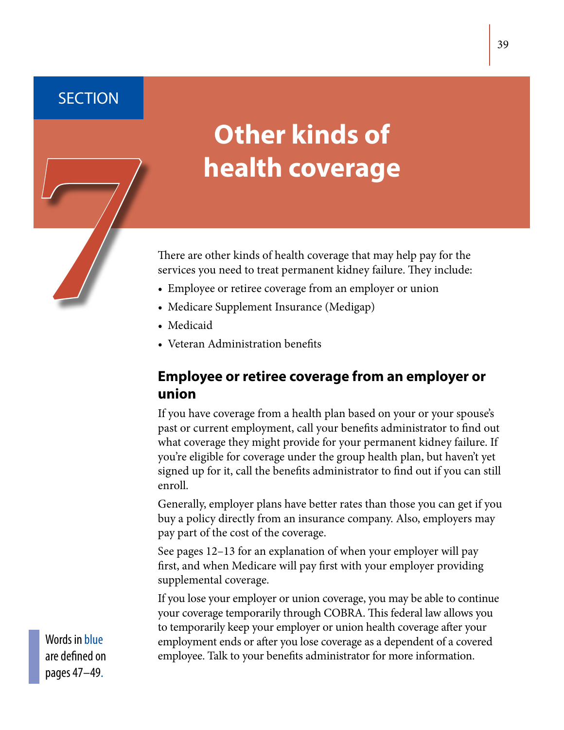SECTION 7

# Other kinds of health coverage

There are other kinds of health coverage that may help pay for the services you need to treat permanent kidney failure. They include:

- Employee or retiree coverage from an employer or union
- Medicare Supplement Insurance (Medigap)
- Medicaid
- Veteran Administration benefits

## Employee or retiree coverage from an employer or union

If you have coverage from a health plan based on your or your spouse's past or current employment, call your benefits administrator to find out what coverage they might provide for your permanent kidney failure. If you're eligible for coverage under the group health plan, but haven't yet signed up for it, call the benefits administrator to find out if you can still enroll.

Generally, employer plans have better rates than those you can get if you buy a policy directly from an insurance company. Also, employers may pay part of the cost of the coverage.

See pages 12–13 for an explanation of when your employer will pay first, and when Medicare will pay first with your employer providing supplemental coverage.

If you lose your employer or union coverage, you may be able to continue your coverage temporarily through COBRA. This federal law allows you to temporarily keep your employer or union health coverage after your employment ends or after you lose coverage as a dependent of a covered employee. Talk to your benefits administrator for more information.

Words in blue are defined on pages 47–49.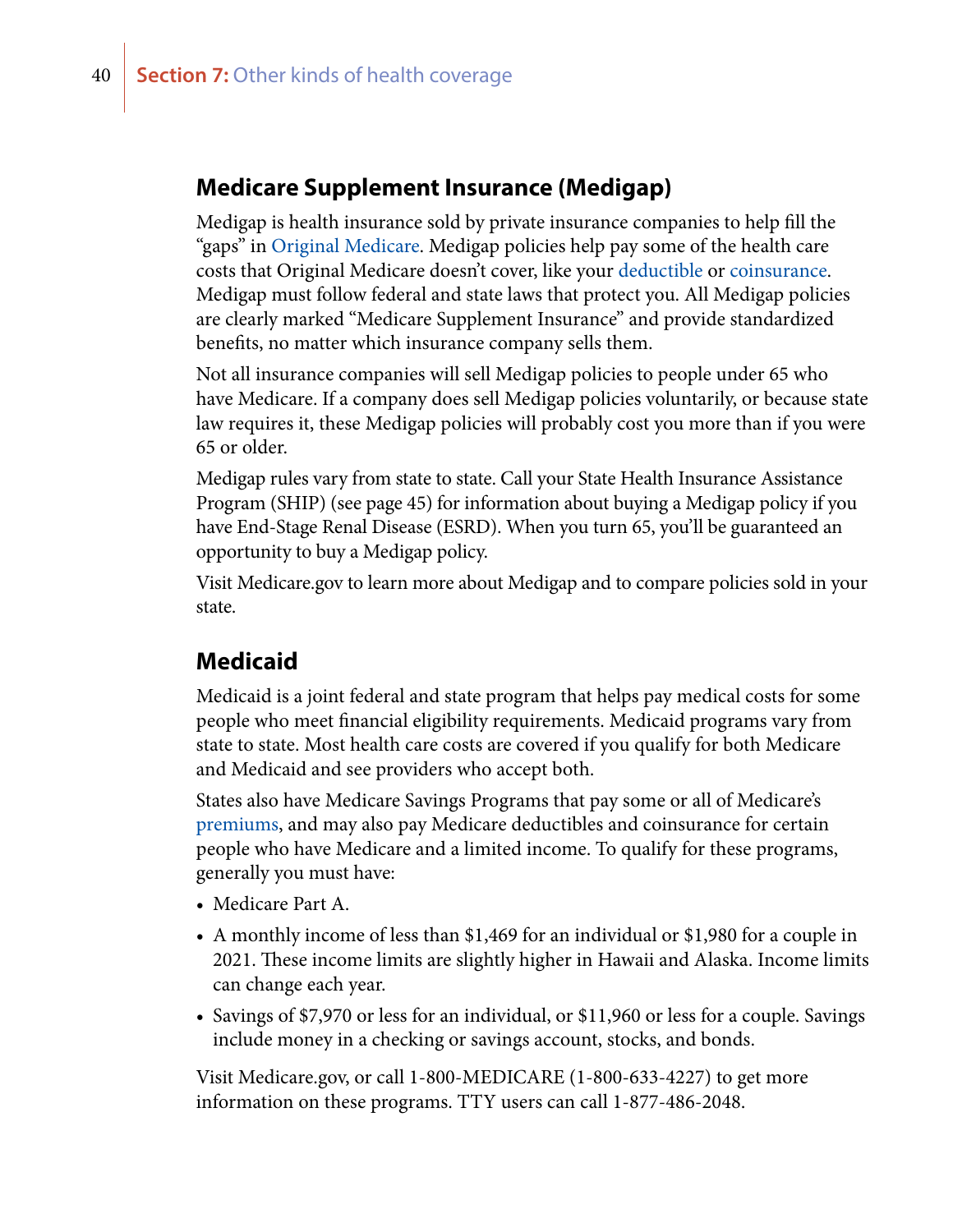## Medicare Supplement Insurance (Medigap)

Medigap is health insurance sold by private insurance companies to help fill the "gaps" in Original Medicare. Medigap policies help pay some of the health care costs that Original Medicare doesn't cover, like your deductible or coinsurance. Medigap must follow federal and state laws that protect you. All Medigap policies are clearly marked "Medicare Supplement Insurance" and provide standardized benefits, no matter which insurance company sells them.

Not all insurance companies will sell Medigap policies to people under 65 who have Medicare. If a company does sell Medigap policies voluntarily, or because state law requires it, these Medigap policies will probably cost you more than if you were 65 or older.

Medigap rules vary from state to state. Call your State Health Insurance Assistance Program (SHIP) (see page 45) for information about buying a Medigap policy if you have End-Stage Renal Disease (ESRD). When you turn 65, you'll be guaranteed an opportunity to buy a Medigap policy.

Visit Medicare.gov to learn more about Medigap and to compare policies sold in your state.

## Medicaid

Medicaid is a joint federal and state program that helps pay medical costs for some people who meet financial eligibility requirements. Medicaid programs vary from state to state. Most health care costs are covered if you qualify for both Medicare and Medicaid and see providers who accept both.

States also have Medicare Savings Programs that pay some or all of Medicare's premiums, and may also pay Medicare deductibles and coinsurance for certain people who have Medicare and a limited income. To qualify for these programs, generally you must have:

- Medicare Part A.
- A monthly income of less than $1,469 for an individual or $1,980 for a couple in 2021. These income limits are slightly higher in Hawaii and Alaska. Income limits can change each year.
- Savings of $7,970 or less for an individual, or $11,960 or less for a couple. Savings include money in a checking or savings account, stocks, and bonds.

Visit Medicare.gov, or call 1-800-MEDICARE (1-800-633-4227) to get more information on these programs. TTY users can call 1-877-486-2048.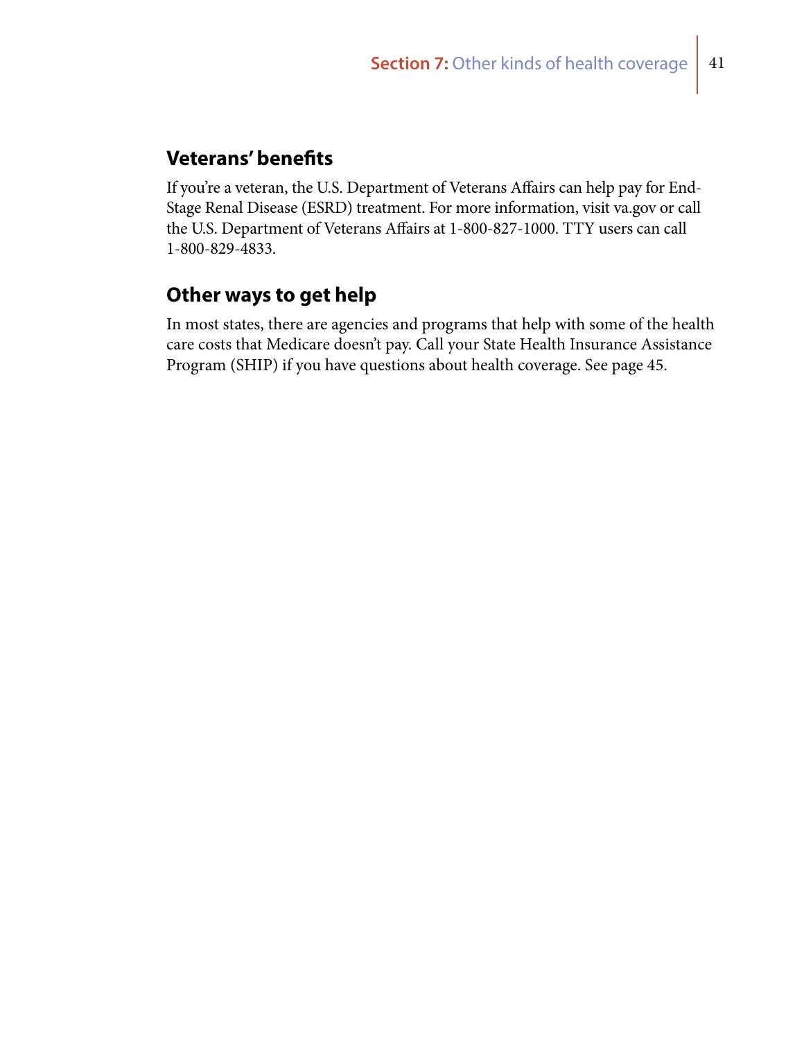## Veterans' benefits

If you're a veteran, the U.S. Department of Veterans Affairs can help pay for End-Stage Renal Disease (ESRD) treatment. For more information, visit va.gov or call the U.S. Department of Veterans Affairs at 1-800-827-1000. TTY users can call 1-800-829-4833.

## Other ways to get help

In most states, there are agencies and programs that help with some of the health care costs that Medicare doesn't pay. Call your State Health Insurance Assistance Program (SHIP) if you have questions about health coverage. See page 45.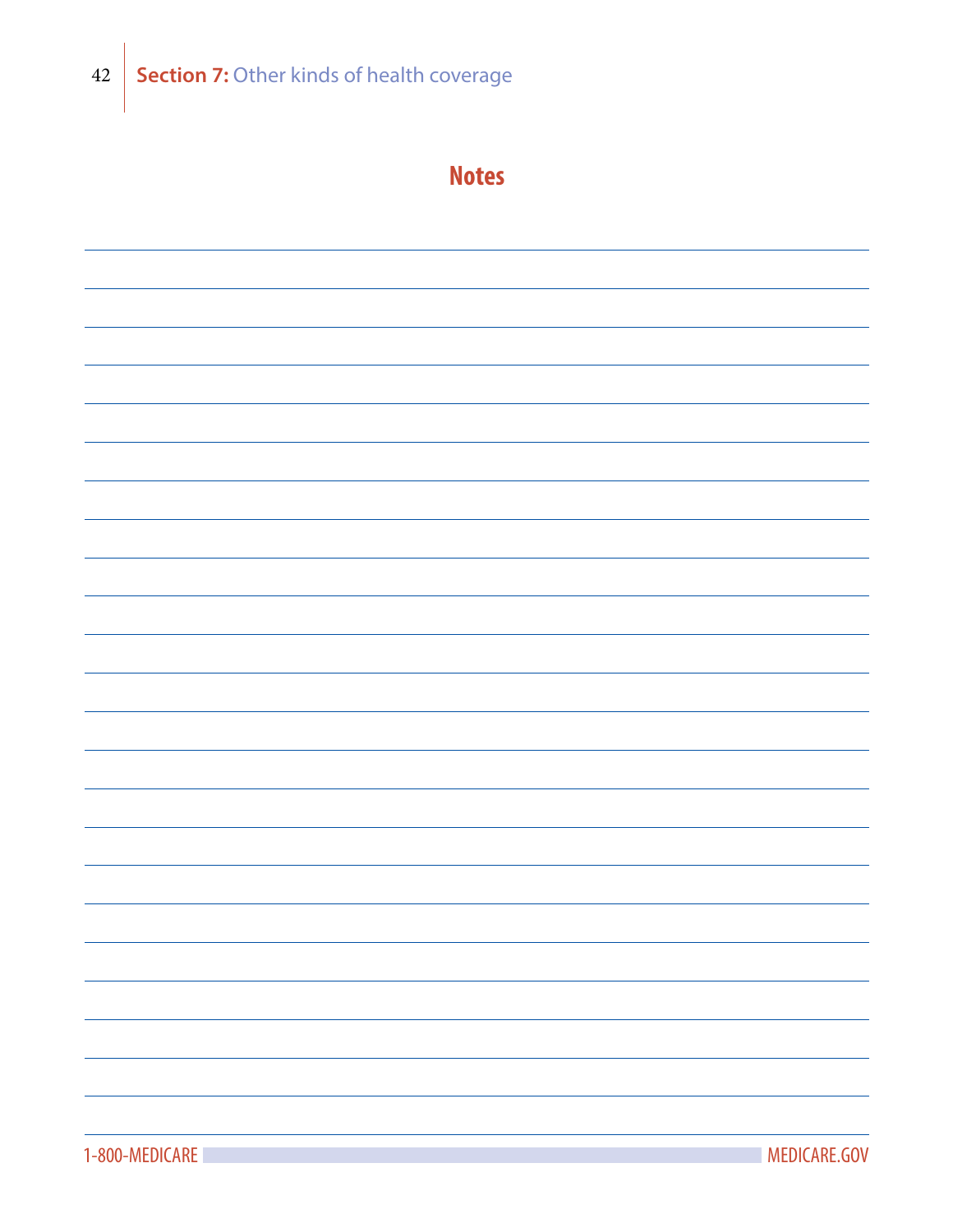## Notes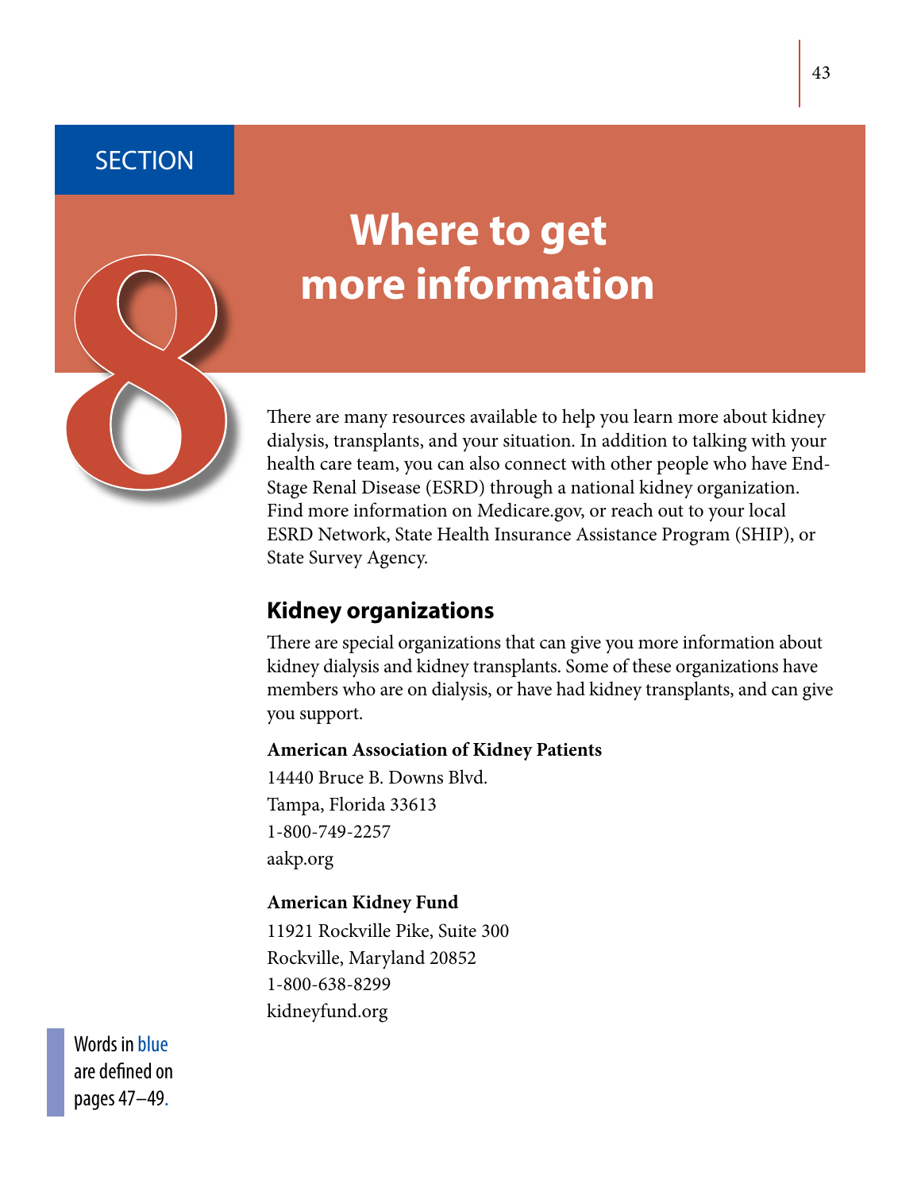# SECTION 8

# Where to get more information

There are many resources available to help you learn more about kidney dialysis, transplants, and your situation. In addition to talking with your health care team, you can also connect with other people who have End-Stage Renal Disease (ESRD) through a national kidney organization. Find more information on Medicare.gov, or reach out to your local ESRD Network, State Health Insurance Assistance Program (SHIP), or State Survey Agency.

## Kidney organizations

There are special organizations that can give you more information about kidney dialysis and kidney transplants. Some of these organizations have members who are on dialysis, or have had kidney transplants, and can give you support.

**American Association of Kidney Patients**
14440 Bruce B. Downs Blvd.
Tampa, Florida 33613
1-800-749-2257
aakp.org

**American Kidney Fund**
11921 Rockville Pike, Suite 300
Rockville, Maryland 20852
1-800-638-8299
kidneyfund.org

Words in blue are defined on pages 47–49.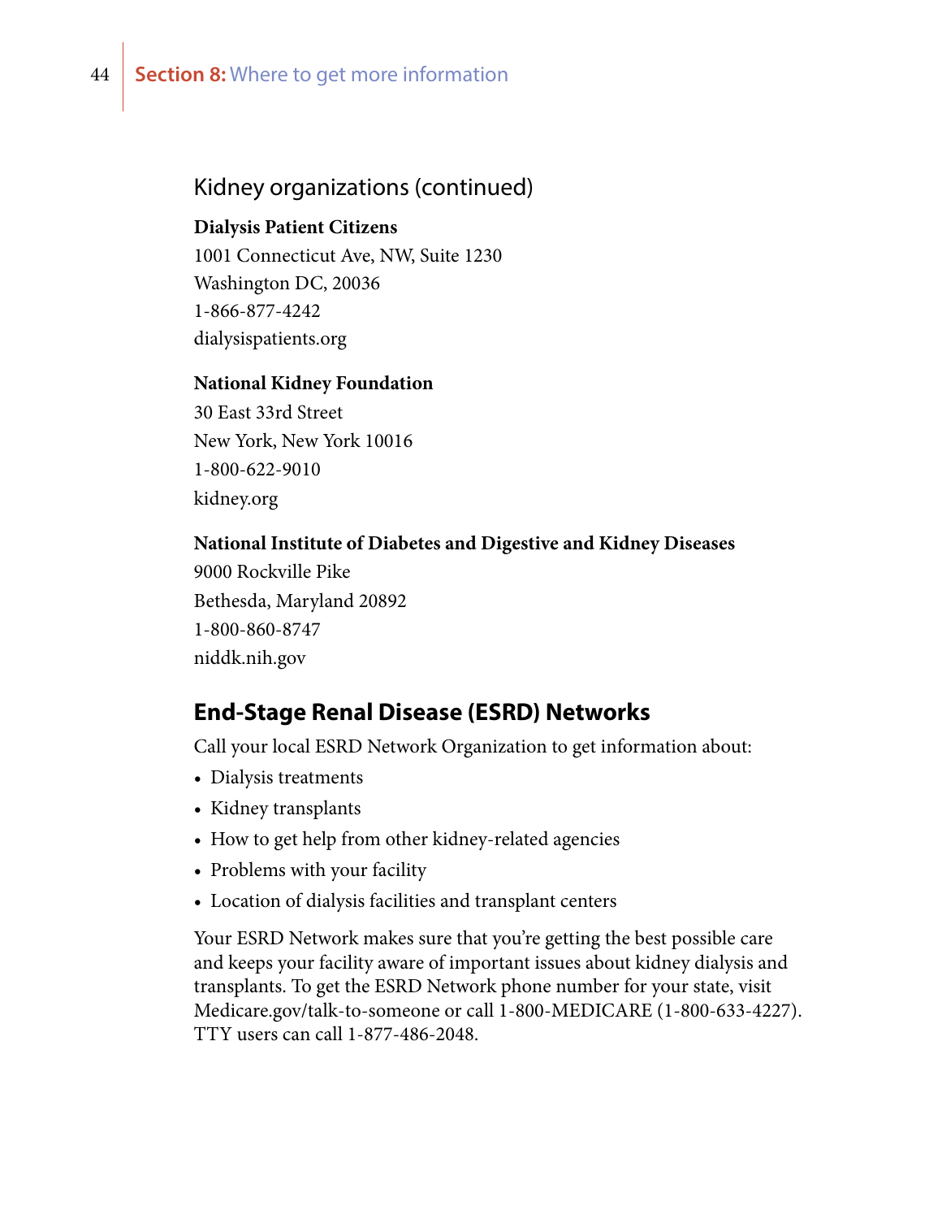### Kidney organizations (continued)

**Dialysis Patient Citizens**
1001 Connecticut Ave, NW, Suite 1230
Washington DC, 20036
1-866-877-4242
dialysispatients.org

**National Kidney Foundation**
30 East 33rd Street
New York, New York 10016
1-800-622-9010
kidney.org

**National Institute of Diabetes and Digestive and Kidney Diseases**
9000 Rockville Pike
Bethesda, Maryland 20892
1-800-860-8747
niddk.nih.gov

## End-Stage Renal Disease (ESRD) Networks

Call your local ESRD Network Organization to get information about:

- Dialysis treatments
- Kidney transplants
- How to get help from other kidney-related agencies
- Problems with your facility
- Location of dialysis facilities and transplant centers

Your ESRD Network makes sure that you're getting the best possible care and keeps your facility aware of important issues about kidney dialysis and transplants. To get the ESRD Network phone number for your state, visit Medicare.gov/talk-to-someone or call 1-800-MEDICARE (1-800-633-4227). TTY users can call 1-877-486-2048.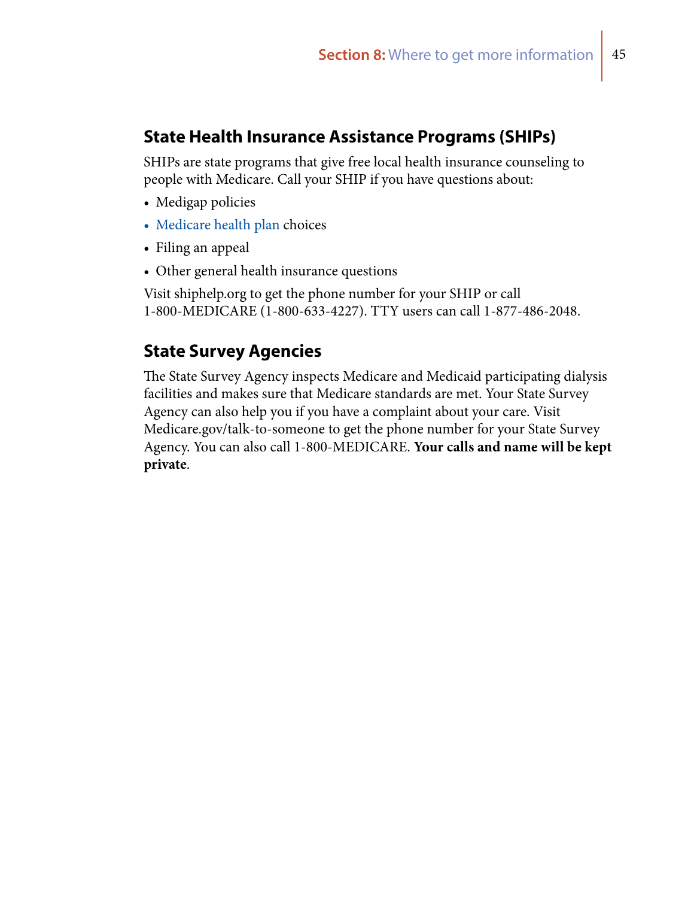## State Health Insurance Assistance Programs (SHIPs)

SHIPs are state programs that give free local health insurance counseling to people with Medicare. Call your SHIP if you have questions about:

- Medigap policies
- Medicare health plan choices
- Filing an appeal
- Other general health insurance questions

Visit shiphelp.org to get the phone number for your SHIP or call 1-800-MEDICARE (1-800-633-4227). TTY users can call 1-877-486-2048.

## State Survey Agencies

The State Survey Agency inspects Medicare and Medicaid participating dialysis facilities and makes sure that Medicare standards are met. Your State Survey Agency can also help you if you have a complaint about your care. Visit Medicare.gov/talk-to-someone to get the phone number for your State Survey Agency. You can also call 1-800-MEDICARE. **Your calls and name will be kept private**.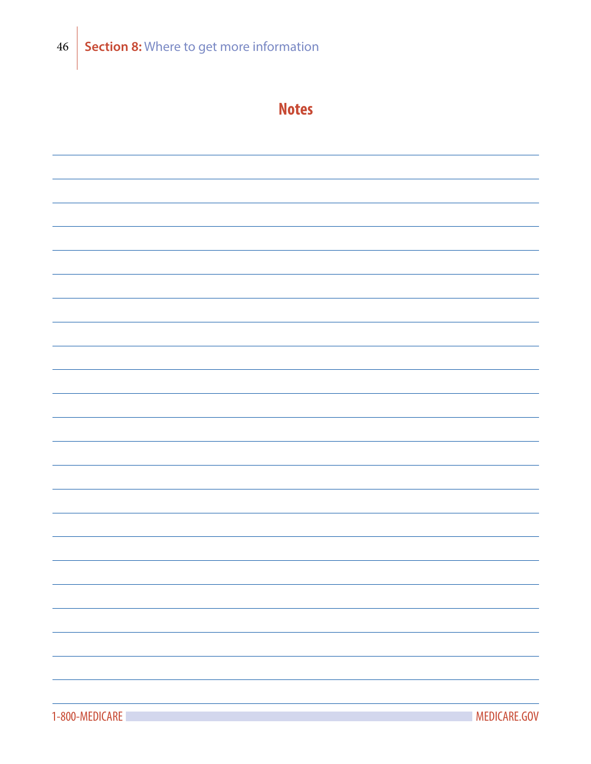## Notes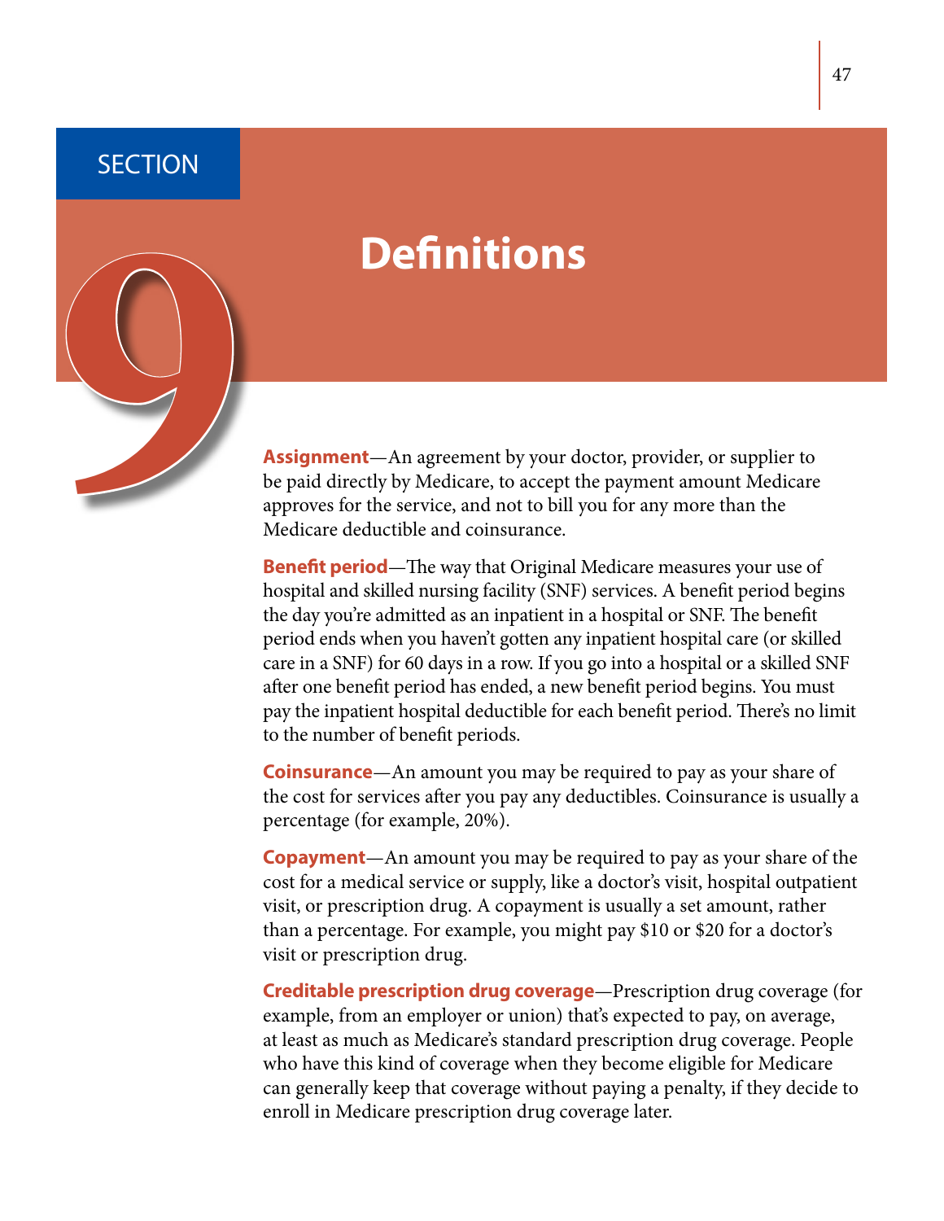# SECTION 9

# Definitions

**Assignment**—An agreement by your doctor, provider, or supplier to be paid directly by Medicare, to accept the payment amount Medicare approves for the service, and not to bill you for any more than the Medicare deductible and coinsurance.

**Benefit period**—The way that Original Medicare measures your use of hospital and skilled nursing facility (SNF) services. A benefit period begins the day you're admitted as an inpatient in a hospital or SNF. The benefit period ends when you haven't gotten any inpatient hospital care (or skilled care in a SNF) for 60 days in a row. If you go into a hospital or a skilled SNF after one benefit period has ended, a new benefit period begins. You must pay the inpatient hospital deductible for each benefit period. There's no limit to the number of benefit periods.

**Coinsurance**—An amount you may be required to pay as your share of the cost for services after you pay any deductibles. Coinsurance is usually a percentage (for example, 20%).

**Copayment**—An amount you may be required to pay as your share of the cost for a medical service or supply, like a doctor's visit, hospital outpatient visit, or prescription drug. A copayment is usually a set amount, rather than a percentage. For example, you might pay $10 or $20 for a doctor's visit or prescription drug.

**Creditable prescription drug coverage**—Prescription drug coverage (for example, from an employer or union) that's expected to pay, on average, at least as much as Medicare's standard prescription drug coverage. People who have this kind of coverage when they become eligible for Medicare can generally keep that coverage without paying a penalty, if they decide to enroll in Medicare prescription drug coverage later.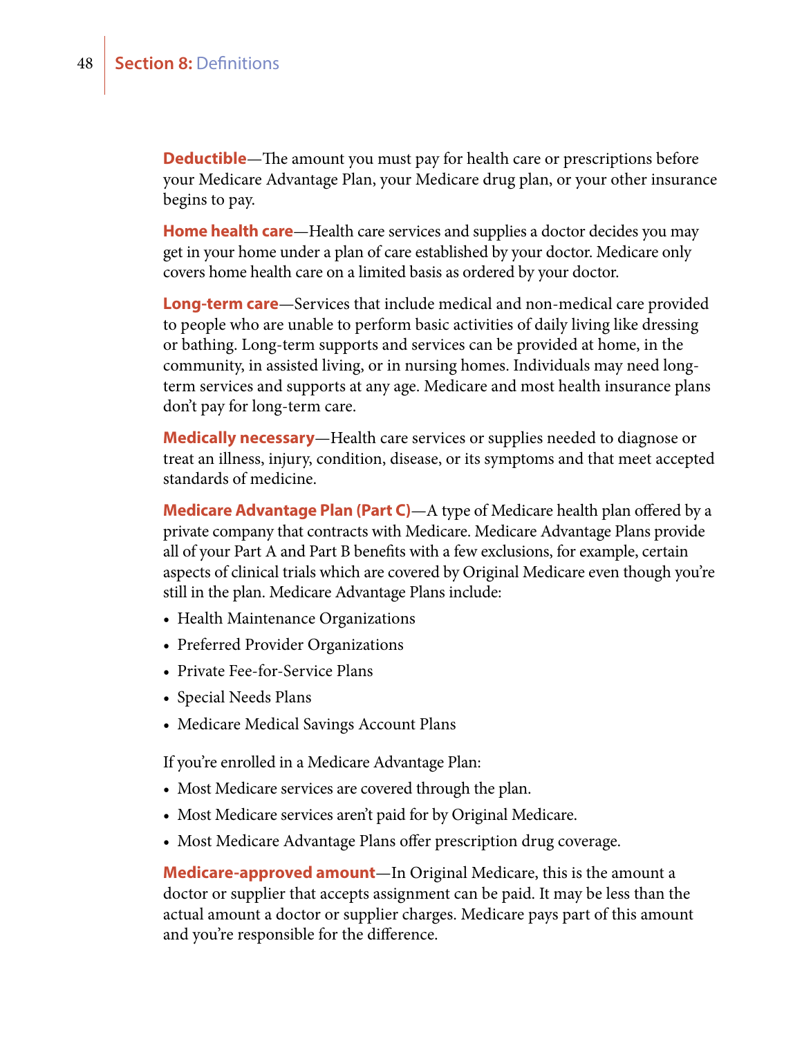**Deductible**—The amount you must pay for health care or prescriptions before your Medicare Advantage Plan, your Medicare drug plan, or your other insurance begins to pay.

**Home health care**—Health care services and supplies a doctor decides you may get in your home under a plan of care established by your doctor. Medicare only covers home health care on a limited basis as ordered by your doctor.

**Long-term care**—Services that include medical and non-medical care provided to people who are unable to perform basic activities of daily living like dressing or bathing. Long-term supports and services can be provided at home, in the community, in assisted living, or in nursing homes. Individuals may need long-term services and supports at any age. Medicare and most health insurance plans don't pay for long-term care.

**Medically necessary**—Health care services or supplies needed to diagnose or treat an illness, injury, condition, disease, or its symptoms and that meet accepted standards of medicine.

**Medicare Advantage Plan (Part C)**—A type of Medicare health plan offered by a private company that contracts with Medicare. Medicare Advantage Plans provide all of your Part A and Part B benefits with a few exclusions, for example, certain aspects of clinical trials which are covered by Original Medicare even though you're still in the plan. Medicare Advantage Plans include:

- Health Maintenance Organizations
- Preferred Provider Organizations
- Private Fee-for-Service Plans
- Special Needs Plans
- Medicare Medical Savings Account Plans

If you're enrolled in a Medicare Advantage Plan:

- Most Medicare services are covered through the plan.
- Most Medicare services aren't paid for by Original Medicare.
- Most Medicare Advantage Plans offer prescription drug coverage.

**Medicare-approved amount**—In Original Medicare, this is the amount a doctor or supplier that accepts assignment can be paid. It may be less than the actual amount a doctor or supplier charges. Medicare pays part of this amount and you're responsible for the difference.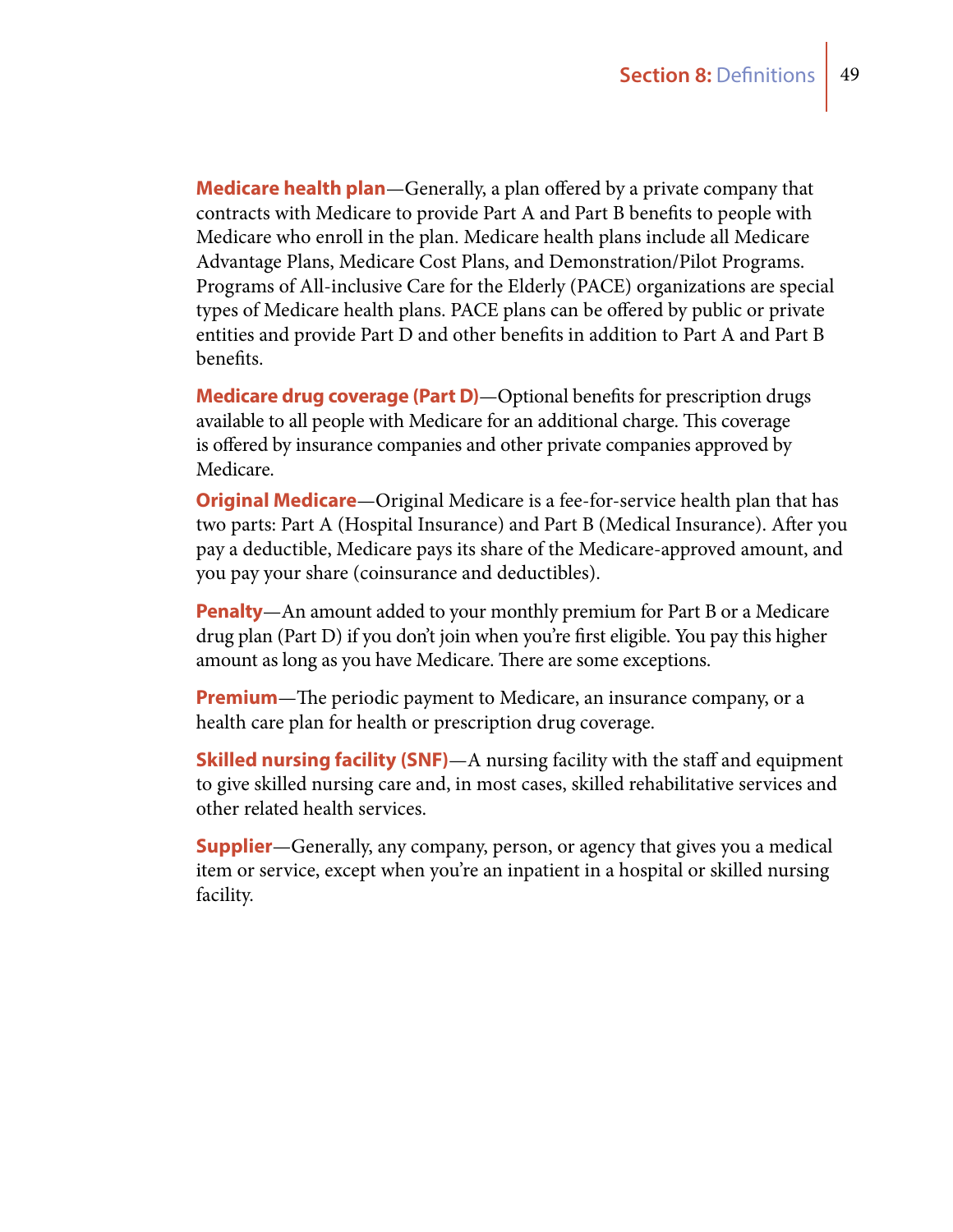**Medicare health plan**—Generally, a plan offered by a private company that contracts with Medicare to provide Part A and Part B benefits to people with Medicare who enroll in the plan. Medicare health plans include all Medicare Advantage Plans, Medicare Cost Plans, and Demonstration/Pilot Programs. Programs of All-inclusive Care for the Elderly (PACE) organizations are special types of Medicare health plans. PACE plans can be offered by public or private entities and provide Part D and other benefits in addition to Part A and Part B benefits.

**Medicare drug coverage (Part D)**—Optional benefits for prescription drugs available to all people with Medicare for an additional charge. This coverage is offered by insurance companies and other private companies approved by Medicare.

**Original Medicare**—Original Medicare is a fee-for-service health plan that has two parts: Part A (Hospital Insurance) and Part B (Medical Insurance). After you pay a deductible, Medicare pays its share of the Medicare-approved amount, and you pay your share (coinsurance and deductibles).

**Penalty**—An amount added to your monthly premium for Part B or a Medicare drug plan (Part D) if you don't join when you're first eligible. You pay this higher amount as long as you have Medicare. There are some exceptions.

**Premium**—The periodic payment to Medicare, an insurance company, or a health care plan for health or prescription drug coverage.

**Skilled nursing facility (SNF)**—A nursing facility with the staff and equipment to give skilled nursing care and, in most cases, skilled rehabilitative services and other related health services.

**Supplier**—Generally, any company, person, or agency that gives you a medical item or service, except when you're an inpatient in a hospital or skilled nursing facility.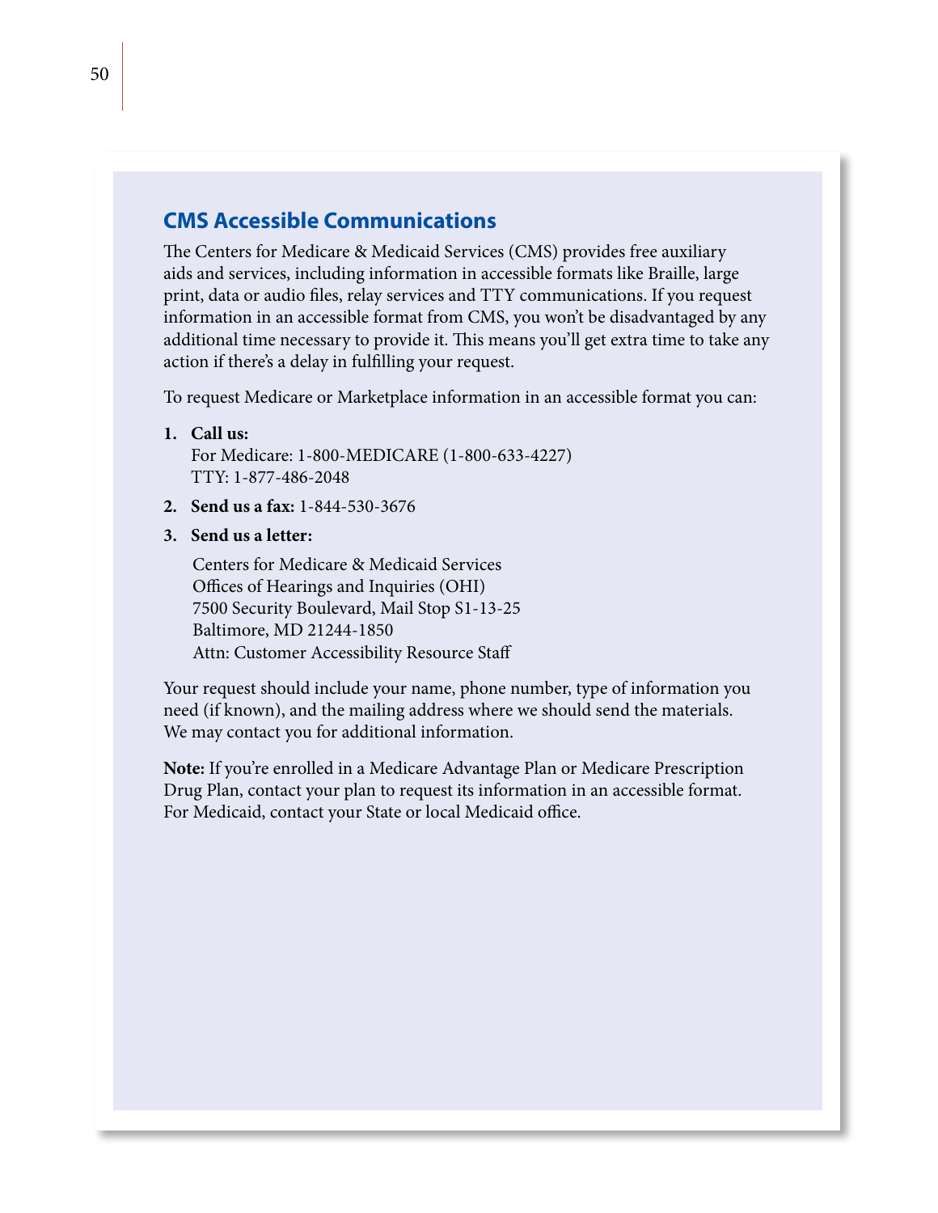## CMS Accessible Communications

The Centers for Medicare & Medicaid Services (CMS) provides free auxiliary aids and services, including information in accessible formats like Braille, large print, data or audio files, relay services and TTY communications. If you request information in an accessible format from CMS, you won't be disadvantaged by any additional time necessary to provide it. This means you'll get extra time to take any action if there's a delay in fulfilling your request.

To request Medicare or Marketplace information in an accessible format you can:

1. **Call us:**
   For Medicare: 1-800-MEDICARE (1-800-633-4227)
   TTY: 1-877-486-2048
2. **Send us a fax:** 1-844-530-3676
3. **Send us a letter:**

   Centers for Medicare & Medicaid Services
   Offices of Hearings and Inquiries (OHI)
   7500 Security Boulevard, Mail Stop S1-13-25
   Baltimore, MD 21244-1850
   Attn: Customer Accessibility Resource Staff

Your request should include your name, phone number, type of information you need (if known), and the mailing address where we should send the materials. We may contact you for additional information.

**Note:** If you're enrolled in a Medicare Advantage Plan or Medicare Prescription Drug Plan, contact your plan to request its information in an accessible format. For Medicaid, contact your State or local Medicaid office.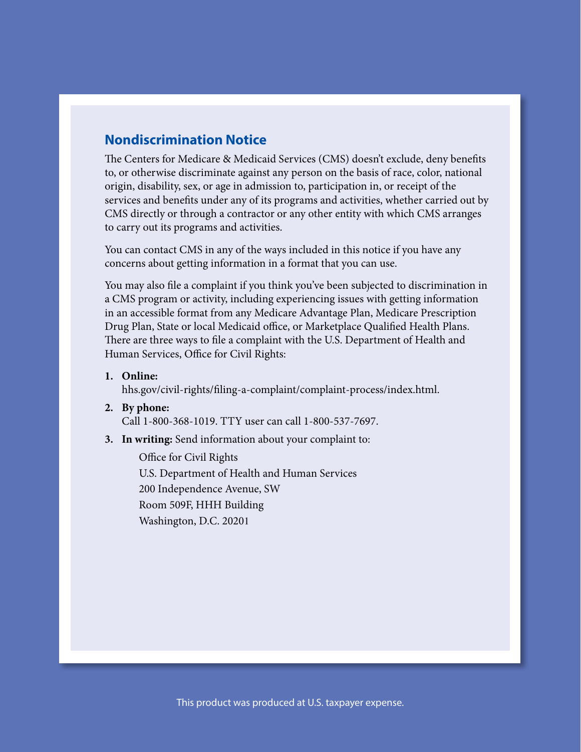## Nondiscrimination Notice

The Centers for Medicare & Medicaid Services (CMS) doesn't exclude, deny benefits to, or otherwise discriminate against any person on the basis of race, color, national origin, disability, sex, or age in admission to, participation in, or receipt of the services and benefits under any of its programs and activities, whether carried out by CMS directly or through a contractor or any other entity with which CMS arranges to carry out its programs and activities.

You can contact CMS in any of the ways included in this notice if you have any concerns about getting information in a format that you can use.

You may also file a complaint if you think you've been subjected to discrimination in a CMS program or activity, including experiencing issues with getting information in an accessible format from any Medicare Advantage Plan, Medicare Prescription Drug Plan, State or local Medicaid office, or Marketplace Qualified Health Plans. There are three ways to file a complaint with the U.S. Department of Health and Human Services, Office for Civil Rights:

1. **Online:**
   hhs.gov/civil-rights/filing-a-complaint/complaint-process/index.html.
2. **By phone:**
   Call 1-800-368-1019. TTY user can call 1-800-537-7697.
3. **In writing:** Send information about your complaint to:

   Office for Civil Rights
   U.S. Department of Health and Human Services
   200 Independence Avenue, SW
   Room 509F, HHH Building
   Washington, D.C. 20201

This product was produced at U.S. taxpayer expense.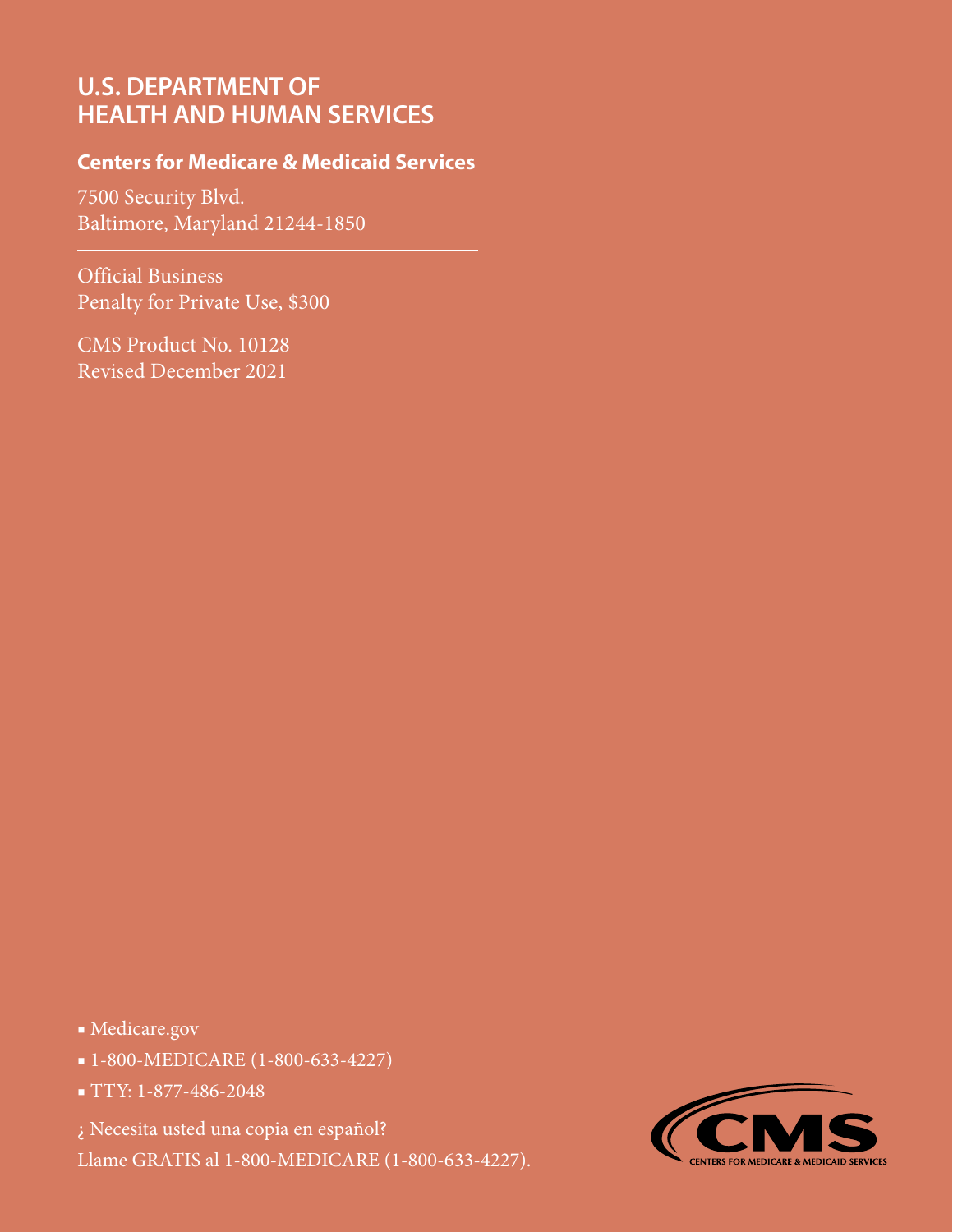## U.S. DEPARTMENT OF HEALTH AND HUMAN SERVICES

**Centers for Medicare & Medicaid Services**

7500 Security Blvd.
Baltimore, Maryland 21244-1850

Official Business
Penalty for Private Use, $300

CMS Product No. 10128
Revised December 2021

- Medicare.gov
- 1-800-MEDICARE (1-800-633-4227)
- TTY: 1-877-486-2048

¿ Necesita usted una copia en español?
Llame GRATIS al 1-800-MEDICARE (1-800-633-4227).

CMS
CENTERS FOR MEDICARE & MEDICAID SERVICES